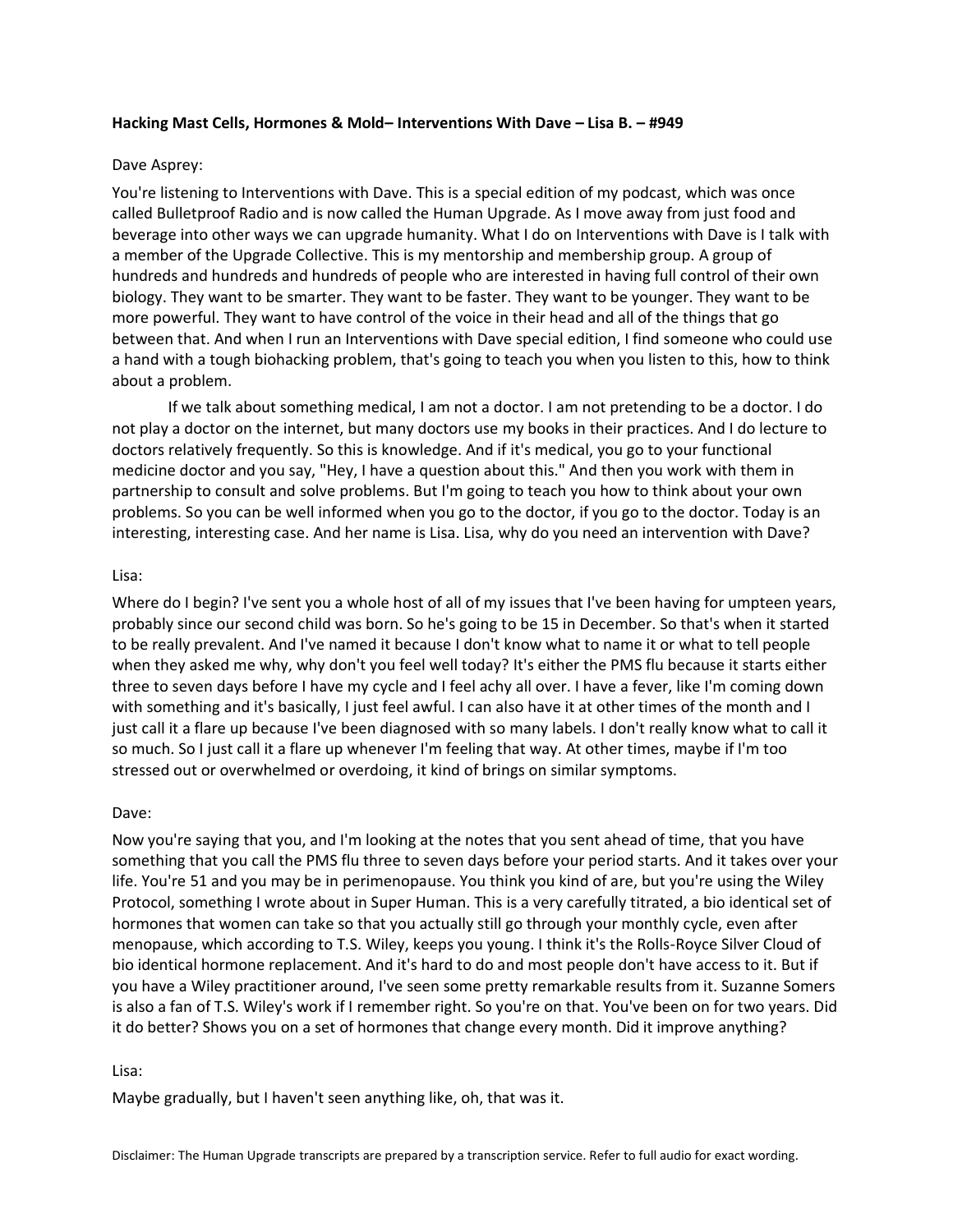**Hacking Mast Cells, Hormones & Mold– Interventions With Dave – Lisa B. – #949**

Dave Asprey:

You're listening to Interventions with Dave. This is a special edition of my podcast, which was once called Bulletproof Radio and is now called the Human Upgrade. As I move away from just food and beverage into other ways we can upgrade humanity. What I do on Interventions with Dave is I talk with a member of the Upgrade Collective. This is my mentorship and membership group. A group of hundreds and hundreds and hundreds of people who are interested in having full control of their own biology. They want to be smarter. They want to be faster. They want to be younger. They want to be more powerful. They want to have control of the voice in their head and all of the things that go between that. And when I run an Interventions with Dave special edition, I find someone who could use a hand with a tough biohacking problem, that's going to teach you when you listen to this, how to think about a problem.

If we talk about something medical, I am not a doctor. I am not pretending to be a doctor. I do not play a doctor on the internet, but many doctors use my books in their practices. And I do lecture to doctors relatively frequently. So this is knowledge. And if it's medical, you go to your functional medicine doctor and you say, "Hey, I have a question about this." And then you work with them in partnership to consult and solve problems. But I'm going to teach you how to think about your own problems. So you can be well informed when you go to the doctor, if you go to the doctor. Today is an interesting, interesting case. And her name is Lisa. Lisa, why do you need an intervention with Dave?

Lisa:

Where do I begin? I've sent you a whole host of all of my issues that I've been having for umpteen years, probably since our second child was born. So he's going to be 15 in December. So that's when it started to be really prevalent. And I've named it because I don't know what to name it or what to tell people when they asked me why, why don't you feel well today? It's either the PMS flu because it starts either three to seven days before I have my cycle and I feel achy all over. I have a fever, like I'm coming down with something and it's basically, I just feel awful. I can also have it at other times of the month and I just call it a flare up because I've been diagnosed with so many labels. I don't really know what to call it so much. So I just call it a flare up whenever I'm feeling that way. At other times, maybe if I'm too stressed out or overwhelmed or overdoing, it kind of brings on similar symptoms.

Dave:

Now you're saying that you, and I'm looking at the notes that you sent ahead of time, that you have something that you call the PMS flu three to seven days before your period starts. And it takes over your life. You're 51 and you may be in perimenopause. You think you kind of are, but you're using the Wiley Protocol, something I wrote about in Super Human. This is a very carefully titrated, a bio identical set of hormones that women can take so that you actually still go through your monthly cycle, even after menopause, which according to T.S. Wiley, keeps you young. I think it's the Rolls-Royce Silver Cloud of bio identical hormone replacement. And it's hard to do and most people don't have access to it. But if you have a Wiley practitioner around, I've seen some pretty remarkable results from it. Suzanne Somers is also a fan of T.S. Wiley's work if I remember right. So you're on that. You've been on for two years. Did it do better? Shows you on a set of hormones that change every month. Did it improve anything?

Lisa:

Maybe gradually, but I haven't seen anything like, oh, that was it.

Disclaimer: The Human Upgrade transcripts are prepared by a transcription service. Refer to full audio for exact wording.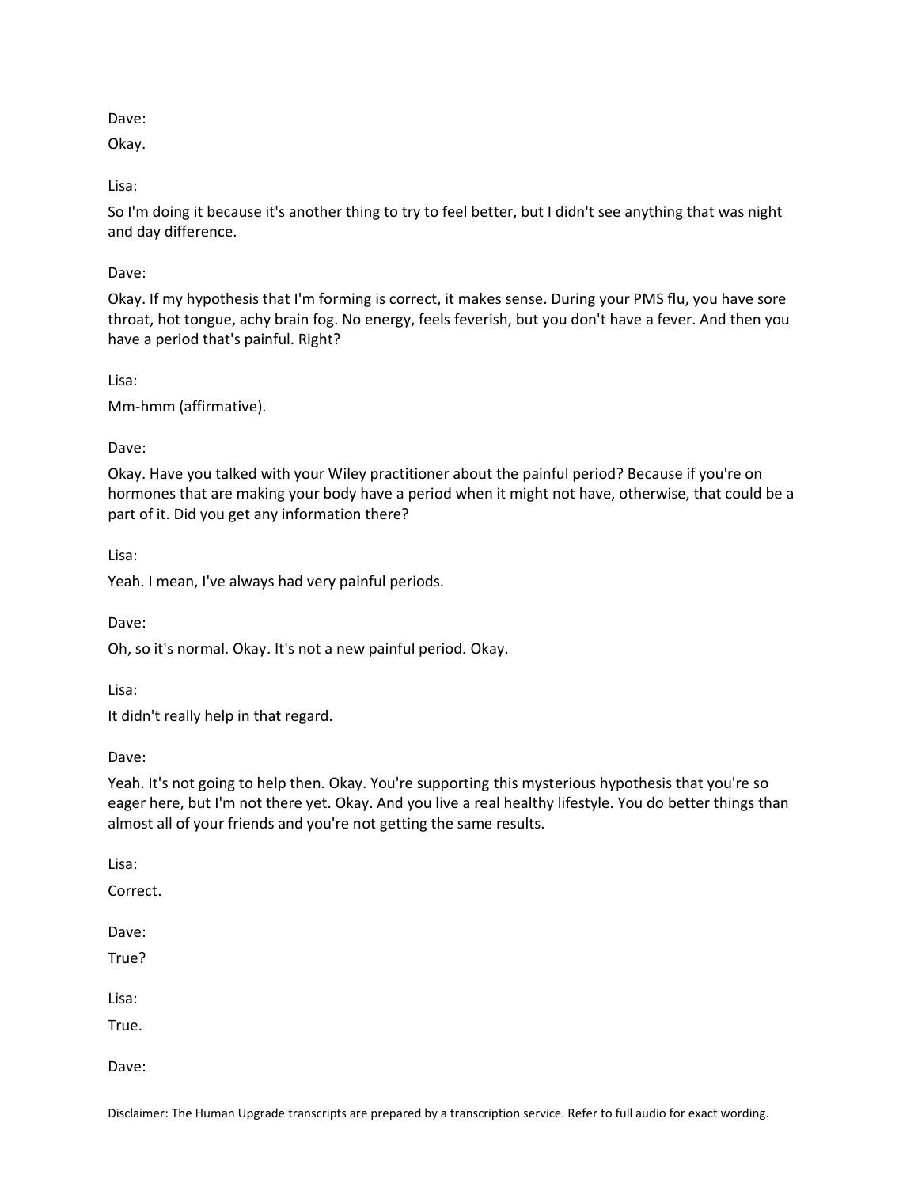Dave:

Okay.

Lisa:

So I'm doing it because it's another thing to try to feel better, but I didn't see anything that was night and day difference.

Dave:

Okay. If my hypothesis that I'm forming is correct, it makes sense. During your PMS flu, you have sore throat, hot tongue, achy brain fog. No energy, feels feverish, but you don't have a fever. And then you have a period that's painful. Right?

Lisa:

Mm-hmm (affirmative).

Dave:

Okay. Have you talked with your Wiley practitioner about the painful period? Because if you're on hormones that are making your body have a period when it might not have, otherwise, that could be a part of it. Did you get any information there?

Lisa:

Yeah. I mean, I've always had very painful periods.

Dave:

Oh, so it's normal. Okay. It's not a new painful period. Okay.

Lisa:

It didn't really help in that regard.

Dave:

Yeah. It's not going to help then. Okay. You're supporting this mysterious hypothesis that you're so eager here, but I'm not there yet. Okay. And you live a real healthy lifestyle. You do better things than almost all of your friends and you're not getting the same results.

Lisa:

Correct.

Dave:

True?

Lisa:

True.

Dave:

Disclaimer: The Human Upgrade transcripts are prepared by a transcription service. Refer to full audio for exact wording.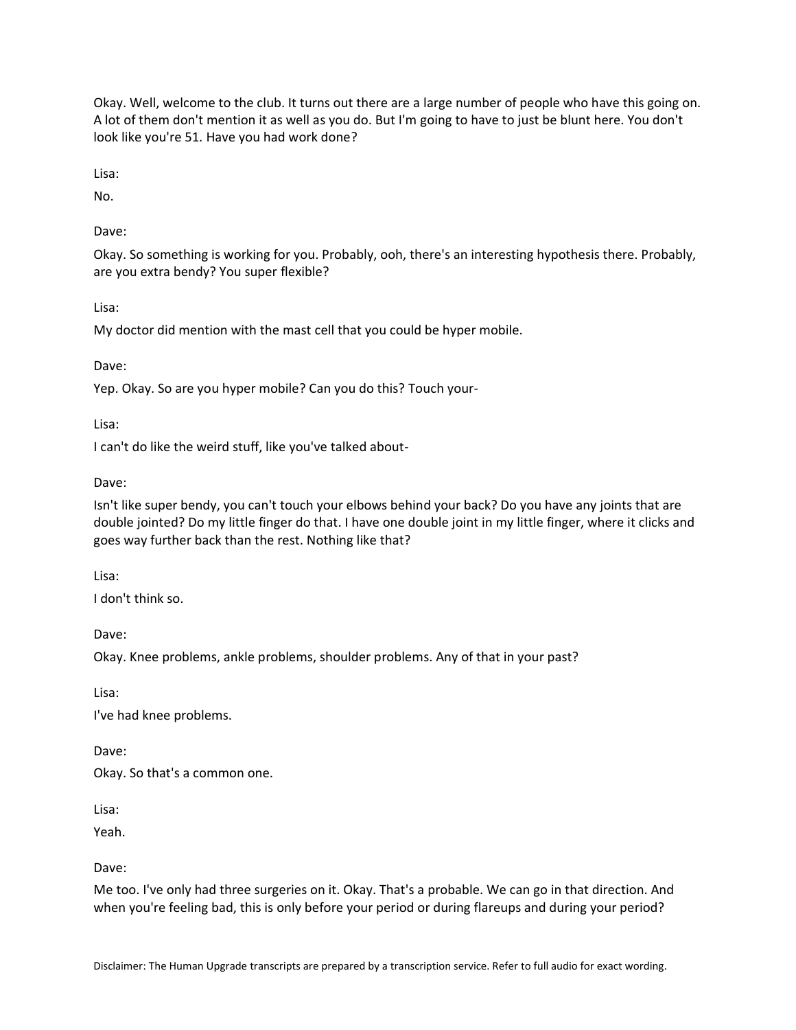Okay. Well, welcome to the club. It turns out there are a large number of people who have this going on. A lot of them don't mention it as well as you do. But I'm going to have to just be blunt here. You don't look like you're 51. Have you had work done?

Lisa:

No.

Dave:

Okay. So something is working for you. Probably, ooh, there's an interesting hypothesis there. Probably, are you extra bendy? You super flexible?

Lisa:

My doctor did mention with the mast cell that you could be hyper mobile.

Dave:

Yep. Okay. So are you hyper mobile? Can you do this? Touch your-

Lisa:

I can't do like the weird stuff, like you've talked about-

Dave:

Isn't like super bendy, you can't touch your elbows behind your back? Do you have any joints that are double jointed? Do my little finger do that. I have one double joint in my little finger, where it clicks and goes way further back than the rest. Nothing like that?

Lisa:

I don't think so.

Dave:

Okay. Knee problems, ankle problems, shoulder problems. Any of that in your past?

Lisa:

I've had knee problems.

Dave:

Okay. So that's a common one.

Lisa:

Yeah.

Dave:

Me too. I've only had three surgeries on it. Okay. That's a probable. We can go in that direction. And when you're feeling bad, this is only before your period or during flareups and during your period?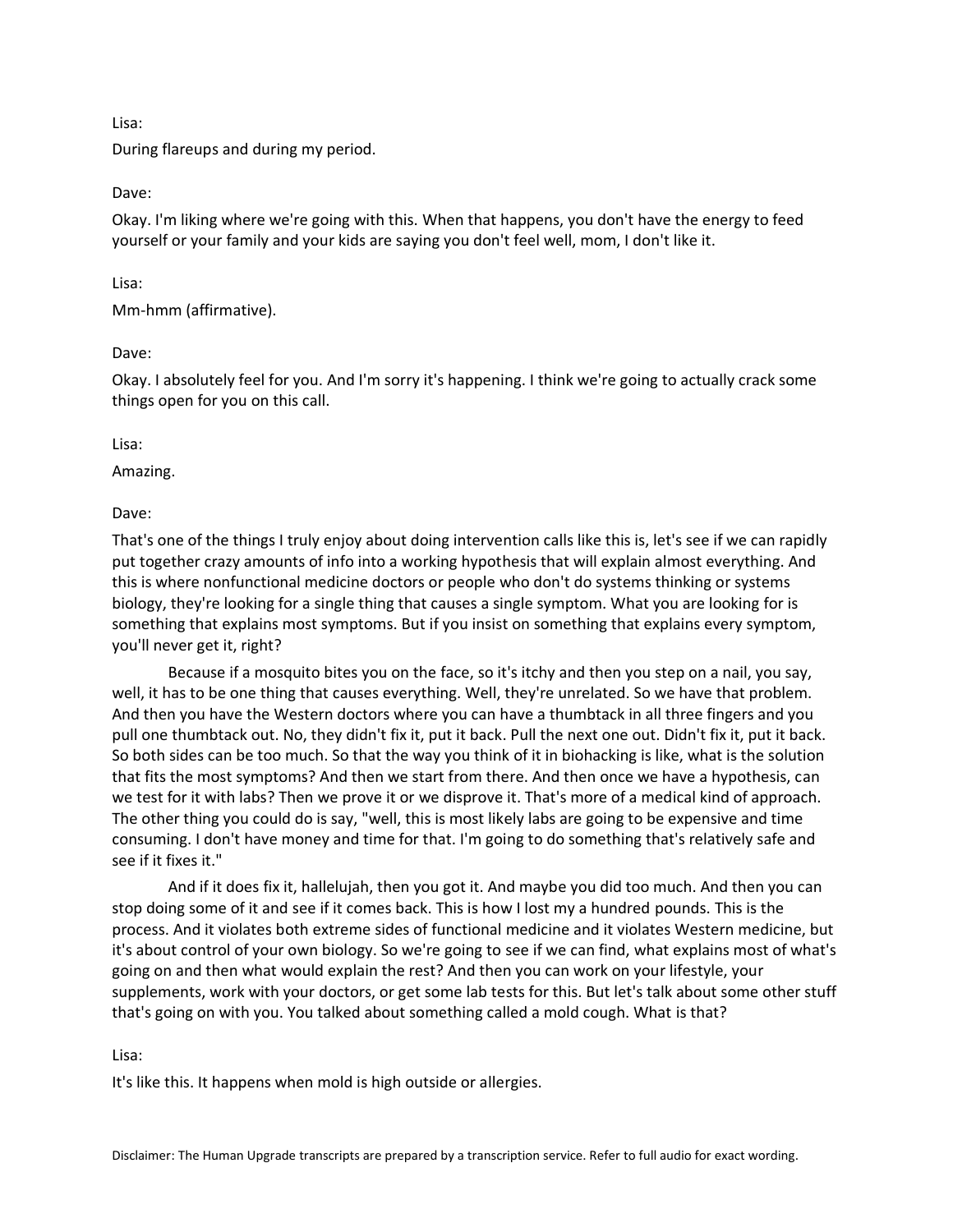Lisa:

During flareups and during my period.

Dave:

Okay. I'm liking where we're going with this. When that happens, you don't have the energy to feed yourself or your family and your kids are saying you don't feel well, mom, I don't like it.

Lisa:

Mm-hmm (affirmative).

Dave:

Okay. I absolutely feel for you. And I'm sorry it's happening. I think we're going to actually crack some things open for you on this call.

Lisa:

Amazing.

Dave:

That's one of the things I truly enjoy about doing intervention calls like this is, let's see if we can rapidly put together crazy amounts of info into a working hypothesis that will explain almost everything. And this is where nonfunctional medicine doctors or people who don't do systems thinking or systems biology, they're looking for a single thing that causes a single symptom. What you are looking for is something that explains most symptoms. But if you insist on something that explains every symptom, you'll never get it, right?

Because if a mosquito bites you on the face, so it's itchy and then you step on a nail, you say, well, it has to be one thing that causes everything. Well, they're unrelated. So we have that problem. And then you have the Western doctors where you can have a thumbtack in all three fingers and you pull one thumbtack out. No, they didn't fix it, put it back. Pull the next one out. Didn't fix it, put it back. So both sides can be too much. So that the way you think of it in biohacking is like, what is the solution that fits the most symptoms? And then we start from there. And then once we have a hypothesis, can we test for it with labs? Then we prove it or we disprove it. That's more of a medical kind of approach. The other thing you could do is say, "well, this is most likely labs are going to be expensive and time consuming. I don't have money and time for that. I'm going to do something that's relatively safe and see if it fixes it."

And if it does fix it, hallelujah, then you got it. And maybe you did too much. And then you can stop doing some of it and see if it comes back. This is how I lost my a hundred pounds. This is the process. And it violates both extreme sides of functional medicine and it violates Western medicine, but it's about control of your own biology. So we're going to see if we can find, what explains most of what's going on and then what would explain the rest? And then you can work on your lifestyle, your supplements, work with your doctors, or get some lab tests for this. But let's talk about some other stuff that's going on with you. You talked about something called a mold cough. What is that?

Lisa:

It's like this. It happens when mold is high outside or allergies.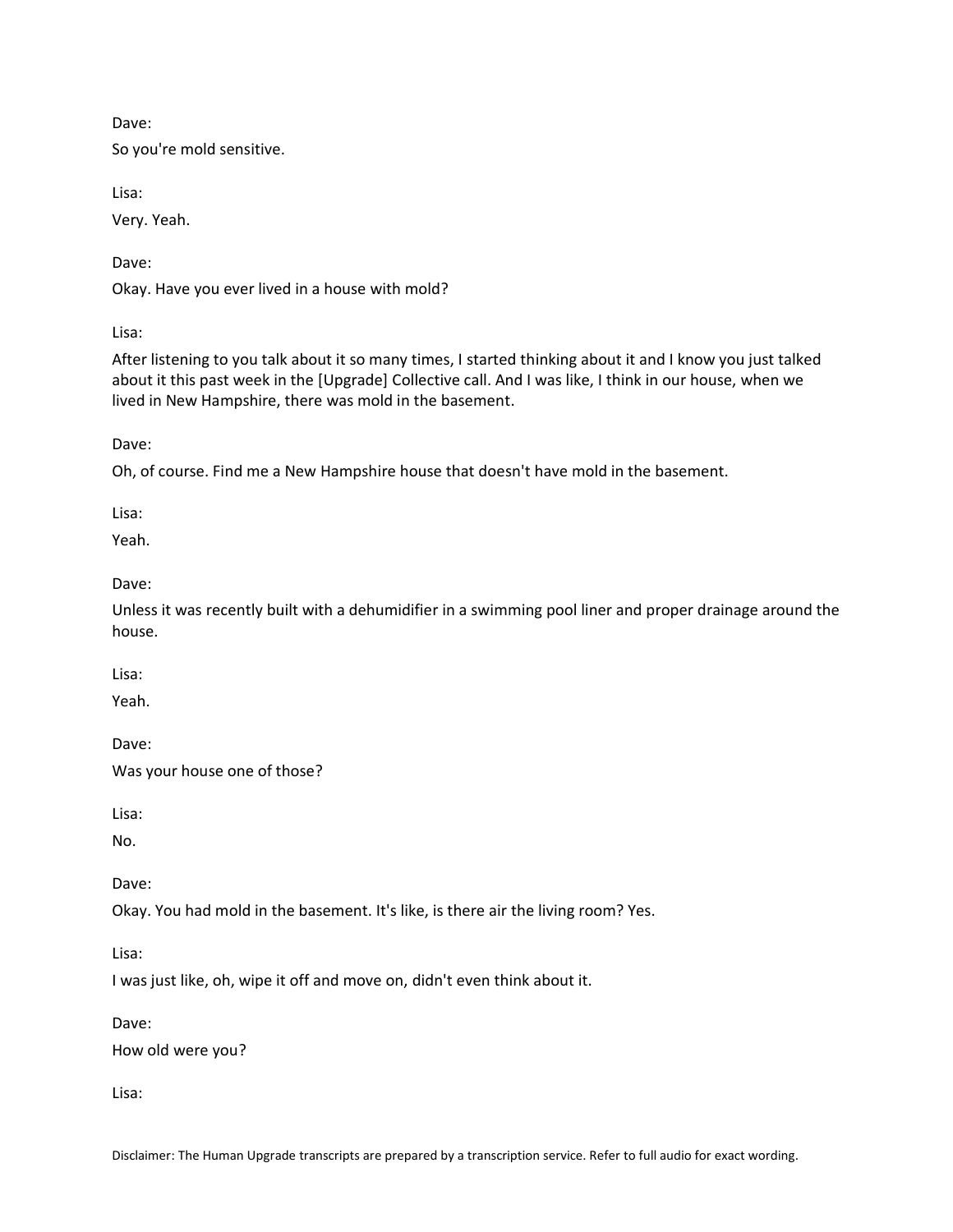Dave:

So you're mold sensitive.

Lisa:

Very. Yeah.

Dave:

Okay. Have you ever lived in a house with mold?

Lisa:

After listening to you talk about it so many times, I started thinking about it and I know you just talked about it this past week in the [Upgrade] Collective call. And I was like, I think in our house, when we lived in New Hampshire, there was mold in the basement.

Dave:

Oh, of course. Find me a New Hampshire house that doesn't have mold in the basement.

Lisa:

Yeah.

Dave:

Unless it was recently built with a dehumidifier in a swimming pool liner and proper drainage around the house.

Lisa:

Yeah.

Dave:

Was your house one of those?

Lisa:

No.

Dave:

Okay. You had mold in the basement. It's like, is there air the living room? Yes.

Lisa:

I was just like, oh, wipe it off and move on, didn't even think about it.

Dave:

How old were you?

Lisa: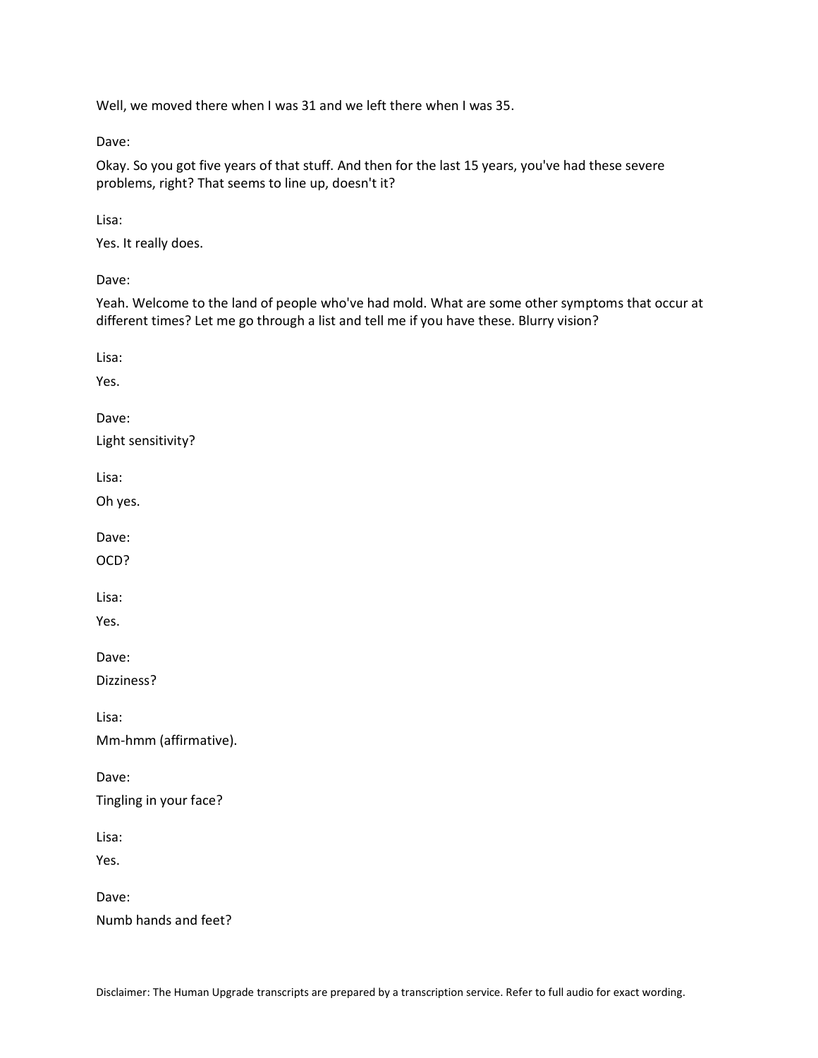Well, we moved there when I was 31 and we left there when I was 35.

Dave:

Okay. So you got five years of that stuff. And then for the last 15 years, you've had these severe problems, right? That seems to line up, doesn't it?

Lisa:

Yes. It really does.

Dave:

Yeah. Welcome to the land of people who've had mold. What are some other symptoms that occur at different times? Let me go through a list and tell me if you have these. Blurry vision?

Lisa:

Yes.

Dave:

Light sensitivity?

Lisa:

Oh yes.

Dave:

OCD?

Lisa:

Yes.

Dave:

Dizziness?

Lisa:

Mm-hmm (affirmative).

Dave:

Tingling in your face?

Lisa:

Yes.

Dave:

Numb hands and feet?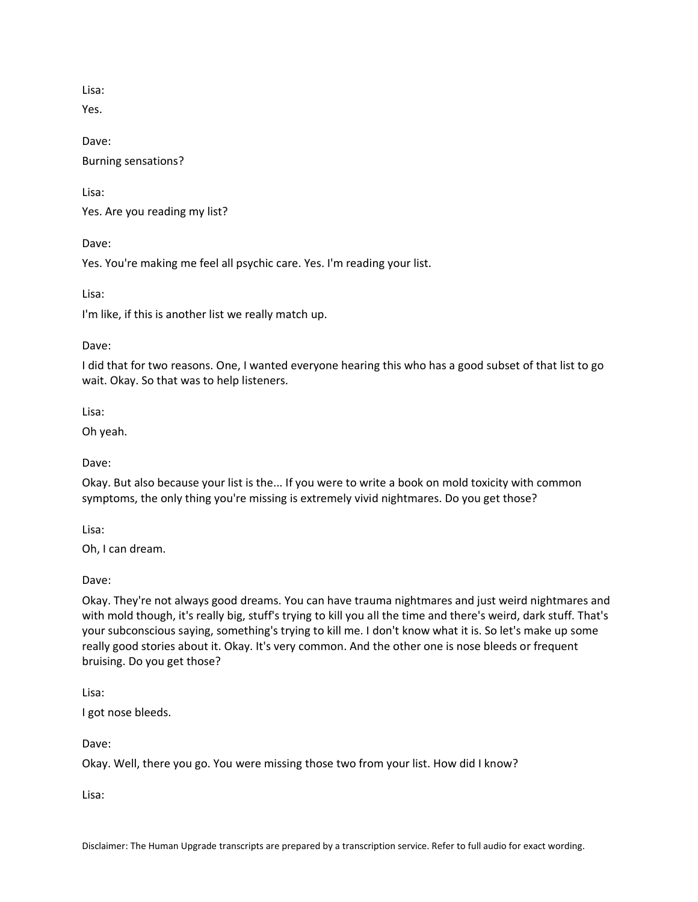Lisa:

Yes.

Dave:

Burning sensations?

Lisa:

Yes. Are you reading my list?

Dave:

Yes. You're making me feel all psychic care. Yes. I'm reading your list.

Lisa:

I'm like, if this is another list we really match up.

Dave:

I did that for two reasons. One, I wanted everyone hearing this who has a good subset of that list to go wait. Okay. So that was to help listeners.

Lisa:

Oh yeah.

Dave:

Okay. But also because your list is the... If you were to write a book on mold toxicity with common symptoms, the only thing you're missing is extremely vivid nightmares. Do you get those?

Lisa:

Oh, I can dream.

Dave:

Okay. They're not always good dreams. You can have trauma nightmares and just weird nightmares and with mold though, it's really big, stuff's trying to kill you all the time and there's weird, dark stuff. That's your subconscious saying, something's trying to kill me. I don't know what it is. So let's make up some really good stories about it. Okay. It's very common. And the other one is nose bleeds or frequent bruising. Do you get those?

Lisa:

I got nose bleeds.

Dave:

Okay. Well, there you go. You were missing those two from your list. How did I know?

Lisa: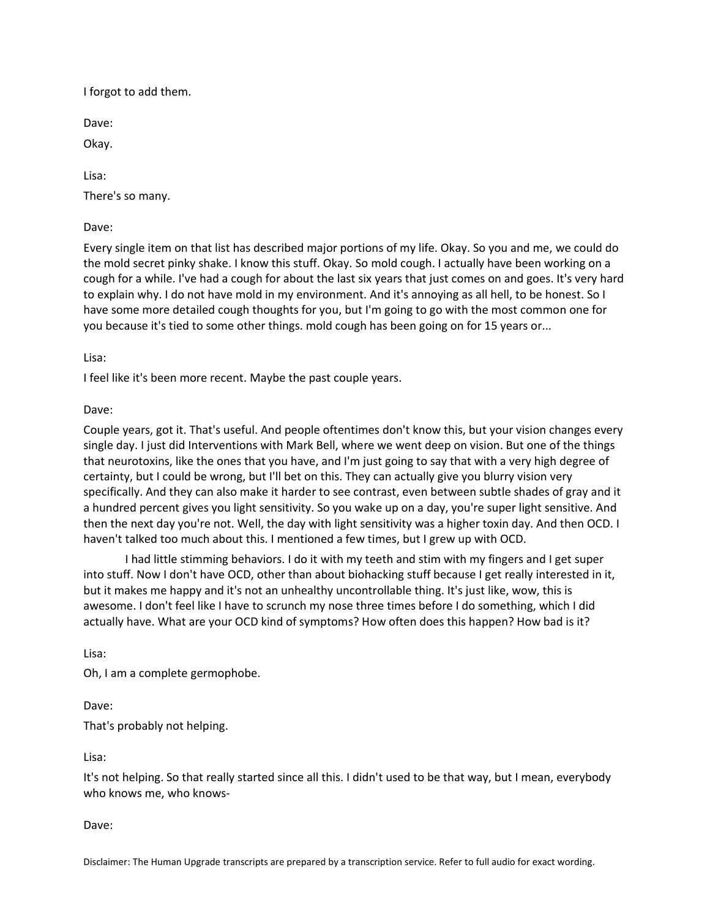I forgot to add them.

Dave:

Okay.

Lisa:

There's so many.

Dave:

Every single item on that list has described major portions of my life. Okay. So you and me, we could do the mold secret pinky shake. I know this stuff. Okay. So mold cough. I actually have been working on a cough for a while. I've had a cough for about the last six years that just comes on and goes. It's very hard to explain why. I do not have mold in my environment. And it's annoying as all hell, to be honest. So I have some more detailed cough thoughts for you, but I'm going to go with the most common one for you because it's tied to some other things. mold cough has been going on for 15 years or...

Lisa:

I feel like it's been more recent. Maybe the past couple years.

Dave:

Couple years, got it. That's useful. And people oftentimes don't know this, but your vision changes every single day. I just did Interventions with Mark Bell, where we went deep on vision. But one of the things that neurotoxins, like the ones that you have, and I'm just going to say that with a very high degree of certainty, but I could be wrong, but I'll bet on this. They can actually give you blurry vision very specifically. And they can also make it harder to see contrast, even between subtle shades of gray and it a hundred percent gives you light sensitivity. So you wake up on a day, you're super light sensitive. And then the next day you're not. Well, the day with light sensitivity was a higher toxin day. And then OCD. I haven't talked too much about this. I mentioned a few times, but I grew up with OCD.

I had little stimming behaviors. I do it with my teeth and stim with my fingers and I get super into stuff. Now I don't have OCD, other than about biohacking stuff because I get really interested in it, but it makes me happy and it's not an unhealthy uncontrollable thing. It's just like, wow, this is awesome. I don't feel like I have to scrunch my nose three times before I do something, which I did actually have. What are your OCD kind of symptoms? How often does this happen? How bad is it?

Lisa:

Oh, I am a complete germophobe.

Dave:

That's probably not helping.

Lisa:

It's not helping. So that really started since all this. I didn't used to be that way, but I mean, everybody who knows me, who knows-

Dave: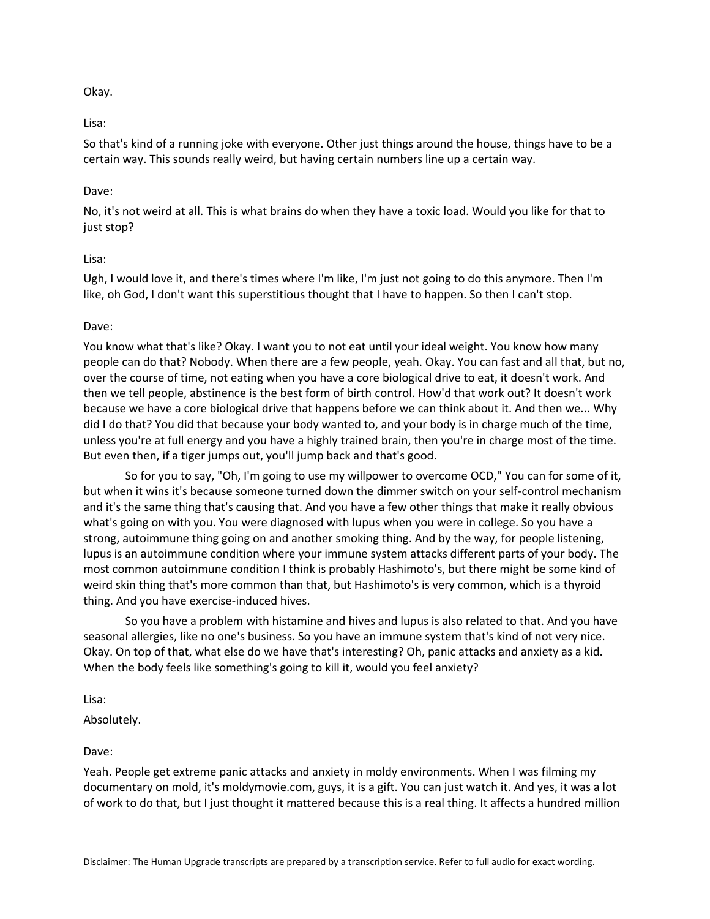Okay.

Lisa:

So that's kind of a running joke with everyone. Other just things around the house, things have to be a certain way. This sounds really weird, but having certain numbers line up a certain way.

Dave:

No, it's not weird at all. This is what brains do when they have a toxic load. Would you like for that to just stop?

Lisa:

Ugh, I would love it, and there's times where I'm like, I'm just not going to do this anymore. Then I'm like, oh God, I don't want this superstitious thought that I have to happen. So then I can't stop.

Dave:

You know what that's like? Okay. I want you to not eat until your ideal weight. You know how many people can do that? Nobody. When there are a few people, yeah. Okay. You can fast and all that, but no, over the course of time, not eating when you have a core biological drive to eat, it doesn't work. And then we tell people, abstinence is the best form of birth control. How'd that work out? It doesn't work because we have a core biological drive that happens before we can think about it. And then we... Why did I do that? You did that because your body wanted to, and your body is in charge much of the time, unless you're at full energy and you have a highly trained brain, then you're in charge most of the time. But even then, if a tiger jumps out, you'll jump back and that's good.

So for you to say, "Oh, I'm going to use my willpower to overcome OCD," You can for some of it, but when it wins it's because someone turned down the dimmer switch on your self-control mechanism and it's the same thing that's causing that. And you have a few other things that make it really obvious what's going on with you. You were diagnosed with lupus when you were in college. So you have a strong, autoimmune thing going on and another smoking thing. And by the way, for people listening, lupus is an autoimmune condition where your immune system attacks different parts of your body. The most common autoimmune condition I think is probably Hashimoto's, but there might be some kind of weird skin thing that's more common than that, but Hashimoto's is very common, which is a thyroid thing. And you have exercise-induced hives.

So you have a problem with histamine and hives and lupus is also related to that. And you have seasonal allergies, like no one's business. So you have an immune system that's kind of not very nice. Okay. On top of that, what else do we have that's interesting? Oh, panic attacks and anxiety as a kid. When the body feels like something's going to kill it, would you feel anxiety?

Lisa:

Absolutely.

Dave:

Yeah. People get extreme panic attacks and anxiety in moldy environments. When I was filming my documentary on mold, it's moldymovie.com, guys, it is a gift. You can just watch it. And yes, it was a lot of work to do that, but I just thought it mattered because this is a real thing. It affects a hundred million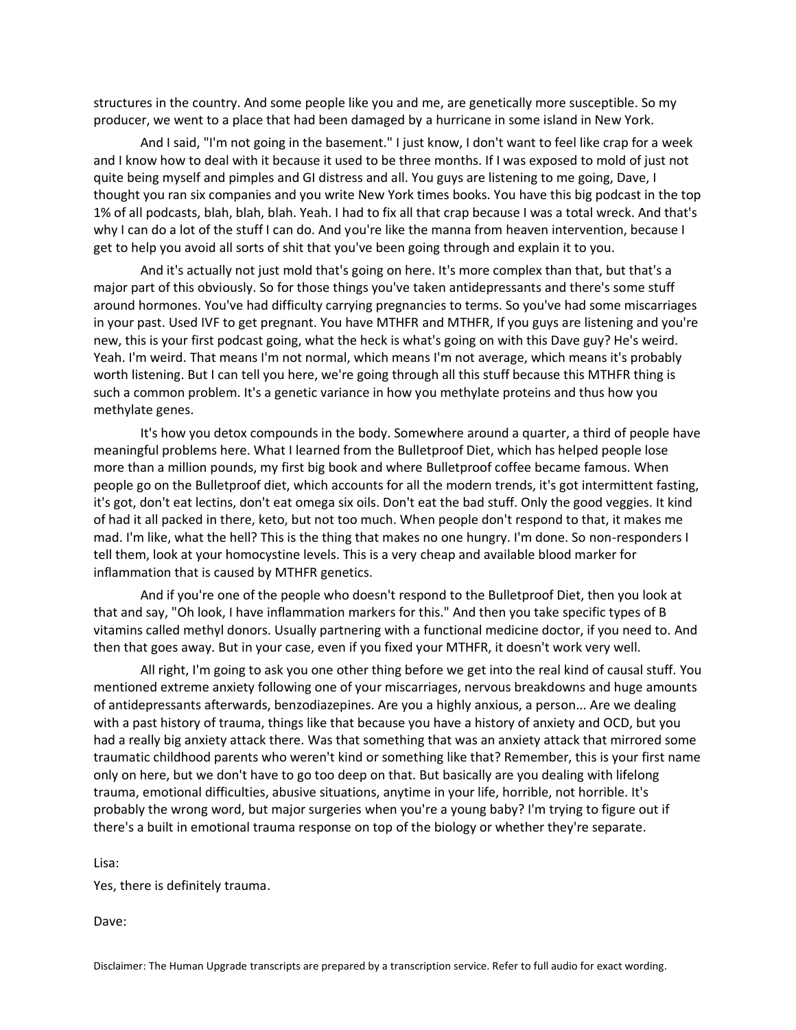structures in the country. And some people like you and me, are genetically more susceptible. So my producer, we went to a place that had been damaged by a hurricane in some island in New York.

And I said, "I'm not going in the basement." I just know, I don't want to feel like crap for a week and I know how to deal with it because it used to be three months. If I was exposed to mold of just not quite being myself and pimples and GI distress and all. You guys are listening to me going, Dave, I thought you ran six companies and you write New York times books. You have this big podcast in the top 1% of all podcasts, blah, blah, blah. Yeah. I had to fix all that crap because I was a total wreck. And that's why I can do a lot of the stuff I can do. And you're like the manna from heaven intervention, because I get to help you avoid all sorts of shit that you've been going through and explain it to you.

And it's actually not just mold that's going on here. It's more complex than that, but that's a major part of this obviously. So for those things you've taken antidepressants and there's some stuff around hormones. You've had difficulty carrying pregnancies to terms. So you've had some miscarriages in your past. Used IVF to get pregnant. You have MTHFR and MTHFR, If you guys are listening and you're new, this is your first podcast going, what the heck is what's going on with this Dave guy? He's weird. Yeah. I'm weird. That means I'm not normal, which means I'm not average, which means it's probably worth listening. But I can tell you here, we're going through all this stuff because this MTHFR thing is such a common problem. It's a genetic variance in how you methylate proteins and thus how you methylate genes.

It's how you detox compounds in the body. Somewhere around a quarter, a third of people have meaningful problems here. What I learned from the Bulletproof Diet, which has helped people lose more than a million pounds, my first big book and where Bulletproof coffee became famous. When people go on the Bulletproof diet, which accounts for all the modern trends, it's got intermittent fasting, it's got, don't eat lectins, don't eat omega six oils. Don't eat the bad stuff. Only the good veggies. It kind of had it all packed in there, keto, but not too much. When people don't respond to that, it makes me mad. I'm like, what the hell? This is the thing that makes no one hungry. I'm done. So non-responders I tell them, look at your homocystine levels. This is a very cheap and available blood marker for inflammation that is caused by MTHFR genetics.

And if you're one of the people who doesn't respond to the Bulletproof Diet, then you look at that and say, "Oh look, I have inflammation markers for this." And then you take specific types of B vitamins called methyl donors. Usually partnering with a functional medicine doctor, if you need to. And then that goes away. But in your case, even if you fixed your MTHFR, it doesn't work very well.

All right, I'm going to ask you one other thing before we get into the real kind of causal stuff. You mentioned extreme anxiety following one of your miscarriages, nervous breakdowns and huge amounts of antidepressants afterwards, benzodiazepines. Are you a highly anxious, a person... Are we dealing with a past history of trauma, things like that because you have a history of anxiety and OCD, but you had a really big anxiety attack there. Was that something that was an anxiety attack that mirrored some traumatic childhood parents who weren't kind or something like that? Remember, this is your first name only on here, but we don't have to go too deep on that. But basically are you dealing with lifelong trauma, emotional difficulties, abusive situations, anytime in your life, horrible, not horrible. It's probably the wrong word, but major surgeries when you're a young baby? I'm trying to figure out if there's a built in emotional trauma response on top of the biology or whether they're separate.

Lisa:

Yes, there is definitely trauma.

Dave:

Disclaimer: The Human Upgrade transcripts are prepared by a transcription service. Refer to full audio for exact wording.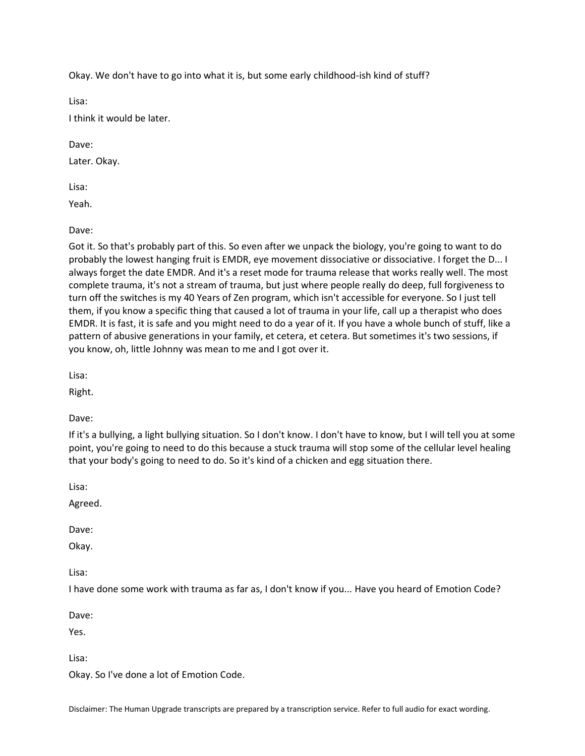Okay. We don't have to go into what it is, but some early childhood-ish kind of stuff?

Lisa:

I think it would be later.

Dave:

Later. Okay.

Lisa:

Yeah.

Dave:

Got it. So that's probably part of this. So even after we unpack the biology, you're going to want to do probably the lowest hanging fruit is EMDR, eye movement dissociative or dissociative. I forget the D... I always forget the date EMDR. And it's a reset mode for trauma release that works really well. The most complete trauma, it's not a stream of trauma, but just where people really do deep, full forgiveness to turn off the switches is my 40 Years of Zen program, which isn't accessible for everyone. So I just tell them, if you know a specific thing that caused a lot of trauma in your life, call up a therapist who does EMDR. It is fast, it is safe and you might need to do a year of it. If you have a whole bunch of stuff, like a pattern of abusive generations in your family, et cetera, et cetera. But sometimes it's two sessions, if you know, oh, little Johnny was mean to me and I got over it.

Lisa:

Right.

Dave:

If it's a bullying, a light bullying situation. So I don't know. I don't have to know, but I will tell you at some point, you're going to need to do this because a stuck trauma will stop some of the cellular level healing that your body's going to need to do. So it's kind of a chicken and egg situation there.

Lisa:

Agreed.

Dave:

Okay.

Lisa:

I have done some work with trauma as far as, I don't know if you... Have you heard of Emotion Code?

Dave:

Yes.

Lisa:

Okay. So I've done a lot of Emotion Code.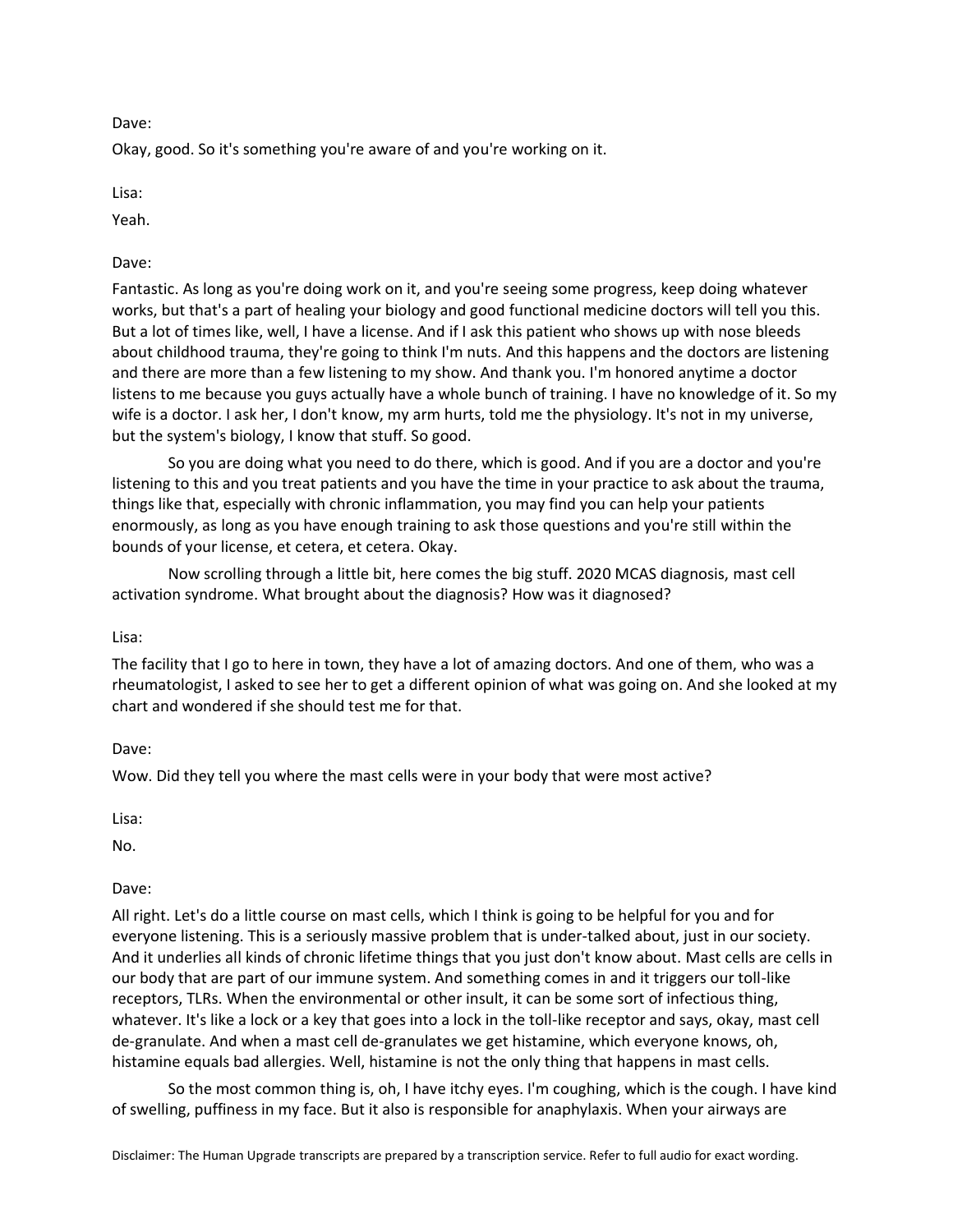Dave:

Okay, good. So it's something you're aware of and you're working on it.

Lisa:

Yeah.

Dave:

Fantastic. As long as you're doing work on it, and you're seeing some progress, keep doing whatever works, but that's a part of healing your biology and good functional medicine doctors will tell you this. But a lot of times like, well, I have a license. And if I ask this patient who shows up with nose bleeds about childhood trauma, they're going to think I'm nuts. And this happens and the doctors are listening and there are more than a few listening to my show. And thank you. I'm honored anytime a doctor listens to me because you guys actually have a whole bunch of training. I have no knowledge of it. So my wife is a doctor. I ask her, I don't know, my arm hurts, told me the physiology. It's not in my universe, but the system's biology, I know that stuff. So good.

So you are doing what you need to do there, which is good. And if you are a doctor and you're listening to this and you treat patients and you have the time in your practice to ask about the trauma, things like that, especially with chronic inflammation, you may find you can help your patients enormously, as long as you have enough training to ask those questions and you're still within the bounds of your license, et cetera, et cetera. Okay.

Now scrolling through a little bit, here comes the big stuff. 2020 MCAS diagnosis, mast cell activation syndrome. What brought about the diagnosis? How was it diagnosed?

Lisa:

The facility that I go to here in town, they have a lot of amazing doctors. And one of them, who was a rheumatologist, I asked to see her to get a different opinion of what was going on. And she looked at my chart and wondered if she should test me for that.

Dave:

Wow. Did they tell you where the mast cells were in your body that were most active?

Lisa:

No.

Dave:

All right. Let's do a little course on mast cells, which I think is going to be helpful for you and for everyone listening. This is a seriously massive problem that is under-talked about, just in our society. And it underlies all kinds of chronic lifetime things that you just don't know about. Mast cells are cells in our body that are part of our immune system. And something comes in and it triggers our toll-like receptors, TLRs. When the environmental or other insult, it can be some sort of infectious thing, whatever. It's like a lock or a key that goes into a lock in the toll-like receptor and says, okay, mast cell de-granulate. And when a mast cell de-granulates we get histamine, which everyone knows, oh, histamine equals bad allergies. Well, histamine is not the only thing that happens in mast cells.

So the most common thing is, oh, I have itchy eyes. I'm coughing, which is the cough. I have kind of swelling, puffiness in my face. But it also is responsible for anaphylaxis. When your airways are

Disclaimer: The Human Upgrade transcripts are prepared by a transcription service. Refer to full audio for exact wording.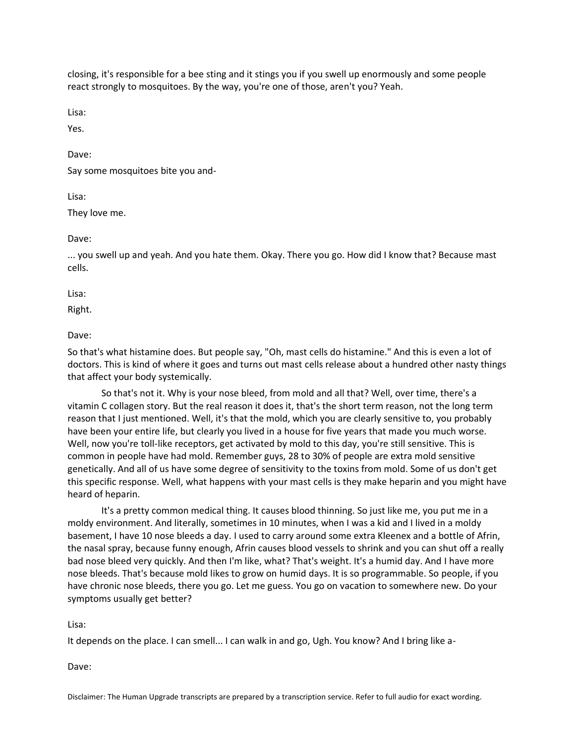closing, it's responsible for a bee sting and it stings you if you swell up enormously and some people react strongly to mosquitoes. By the way, you're one of those, aren't you? Yeah.

Lisa:

Yes.

Dave:

Say some mosquitoes bite you and-

Lisa:

They love me.

Dave:

... you swell up and yeah. And you hate them. Okay. There you go. How did I know that? Because mast cells.

Lisa:

Right.

Dave:

So that's what histamine does. But people say, "Oh, mast cells do histamine." And this is even a lot of doctors. This is kind of where it goes and turns out mast cells release about a hundred other nasty things that affect your body systemically.

So that's not it. Why is your nose bleed, from mold and all that? Well, over time, there's a vitamin C collagen story. But the real reason it does it, that's the short term reason, not the long term reason that I just mentioned. Well, it's that the mold, which you are clearly sensitive to, you probably have been your entire life, but clearly you lived in a house for five years that made you much worse. Well, now you're toll-like receptors, get activated by mold to this day, you're still sensitive. This is common in people have had mold. Remember guys, 28 to 30% of people are extra mold sensitive genetically. And all of us have some degree of sensitivity to the toxins from mold. Some of us don't get this specific response. Well, what happens with your mast cells is they make heparin and you might have heard of heparin.

It's a pretty common medical thing. It causes blood thinning. So just like me, you put me in a moldy environment. And literally, sometimes in 10 minutes, when I was a kid and I lived in a moldy basement, I have 10 nose bleeds a day. I used to carry around some extra Kleenex and a bottle of Afrin, the nasal spray, because funny enough, Afrin causes blood vessels to shrink and you can shut off a really bad nose bleed very quickly. And then I'm like, what? That's weight. It's a humid day. And I have more nose bleeds. That's because mold likes to grow on humid days. It is so programmable. So people, if you have chronic nose bleeds, there you go. Let me guess. You go on vacation to somewhere new. Do your symptoms usually get better?

Lisa:

It depends on the place. I can smell... I can walk in and go, Ugh. You know? And I bring like a-

Dave: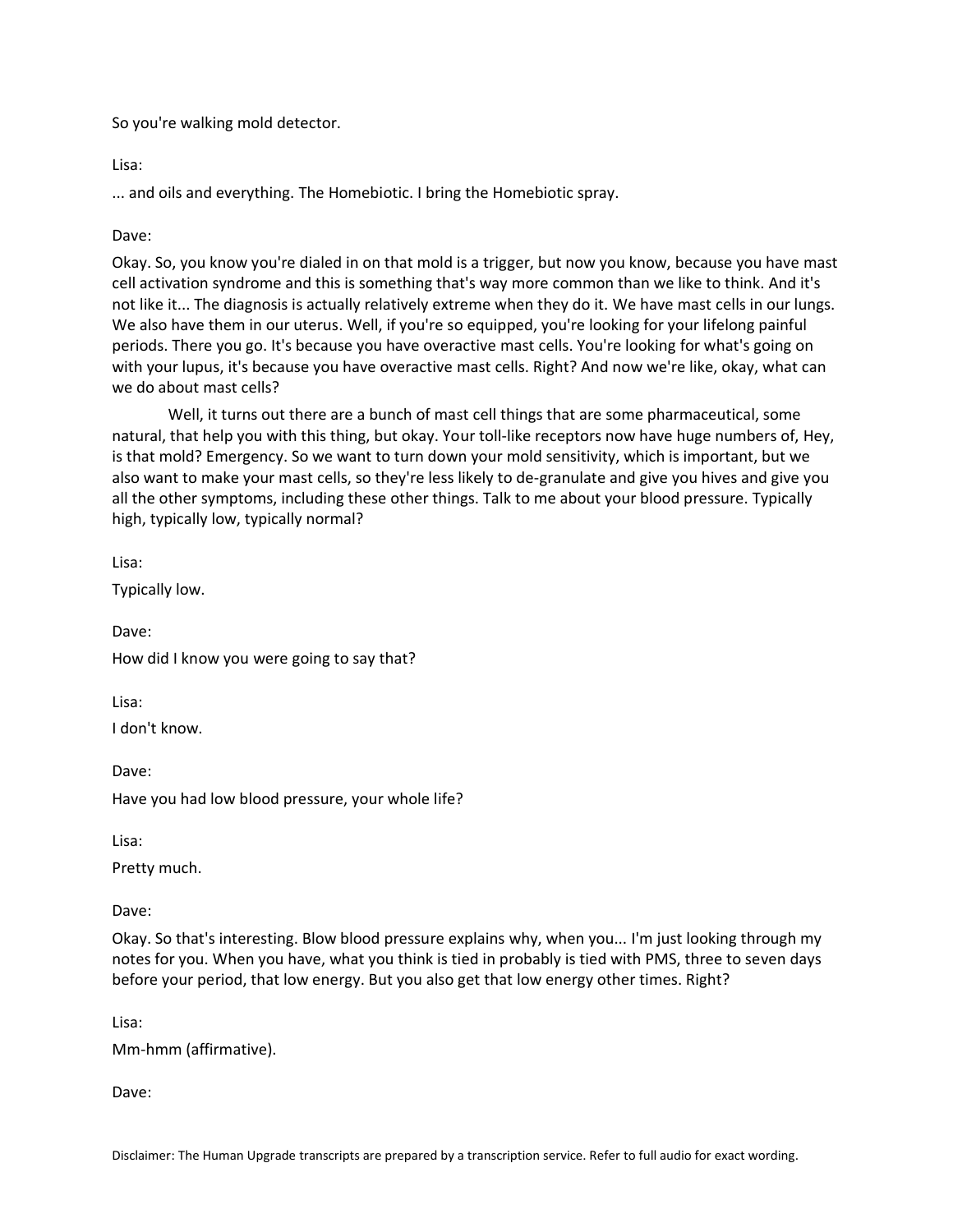So you're walking mold detector.

Lisa:

... and oils and everything. The Homebiotic. I bring the Homebiotic spray.

Dave:

Okay. So, you know you're dialed in on that mold is a trigger, but now you know, because you have mast cell activation syndrome and this is something that's way more common than we like to think. And it's not like it... The diagnosis is actually relatively extreme when they do it. We have mast cells in our lungs. We also have them in our uterus. Well, if you're so equipped, you're looking for your lifelong painful periods. There you go. It's because you have overactive mast cells. You're looking for what's going on with your lupus, it's because you have overactive mast cells. Right? And now we're like, okay, what can we do about mast cells?

Well, it turns out there are a bunch of mast cell things that are some pharmaceutical, some natural, that help you with this thing, but okay. Your toll-like receptors now have huge numbers of, Hey, is that mold? Emergency. So we want to turn down your mold sensitivity, which is important, but we also want to make your mast cells, so they're less likely to de-granulate and give you hives and give you all the other symptoms, including these other things. Talk to me about your blood pressure. Typically high, typically low, typically normal?

Lisa:

Typically low.

Dave:

How did I know you were going to say that?

Lisa:

I don't know.

Dave:

Have you had low blood pressure, your whole life?

Lisa:

Pretty much.

Dave:

Okay. So that's interesting. Blow blood pressure explains why, when you... I'm just looking through my notes for you. When you have, what you think is tied in probably is tied with PMS, three to seven days before your period, that low energy. But you also get that low energy other times. Right?

Lisa:

Mm-hmm (affirmative).

Dave: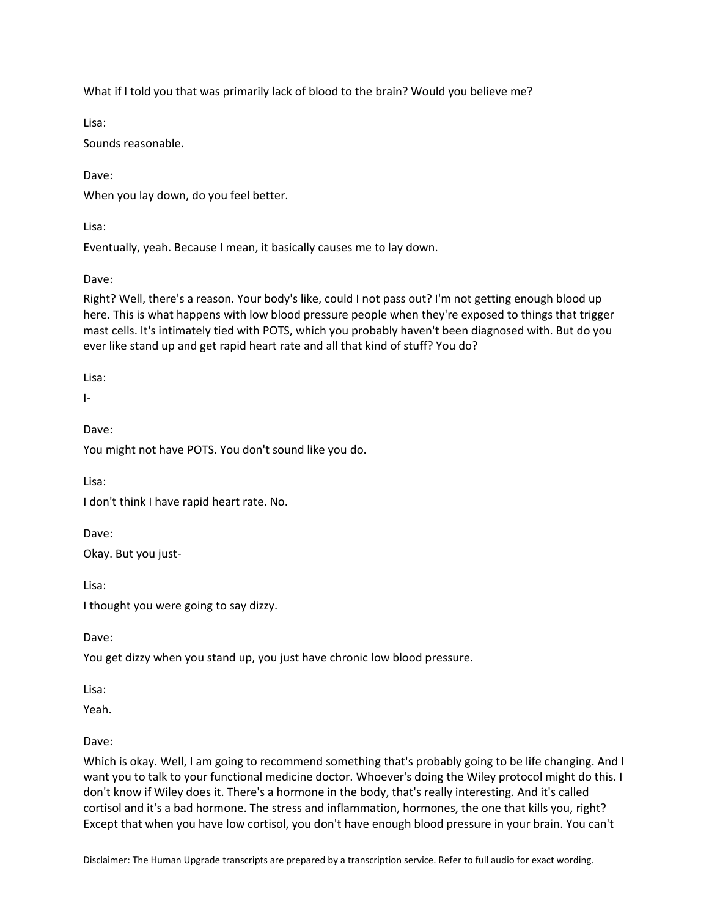What if I told you that was primarily lack of blood to the brain? Would you believe me?

Lisa:

Sounds reasonable.

Dave:

When you lay down, do you feel better.

Lisa:

Eventually, yeah. Because I mean, it basically causes me to lay down.

Dave:

Right? Well, there's a reason. Your body's like, could I not pass out? I'm not getting enough blood up here. This is what happens with low blood pressure people when they're exposed to things that trigger mast cells. It's intimately tied with POTS, which you probably haven't been diagnosed with. But do you ever like stand up and get rapid heart rate and all that kind of stuff? You do?

Lisa:

I-

Dave:

You might not have POTS. You don't sound like you do.

Lisa:

I don't think I have rapid heart rate. No.

Dave:

Okay. But you just-

Lisa:

I thought you were going to say dizzy.

Dave:

You get dizzy when you stand up, you just have chronic low blood pressure.

Lisa:

Yeah.

Dave:

Which is okay. Well, I am going to recommend something that's probably going to be life changing. And I want you to talk to your functional medicine doctor. Whoever's doing the Wiley protocol might do this. I don't know if Wiley does it. There's a hormone in the body, that's really interesting. And it's called cortisol and it's a bad hormone. The stress and inflammation, hormones, the one that kills you, right? Except that when you have low cortisol, you don't have enough blood pressure in your brain. You can't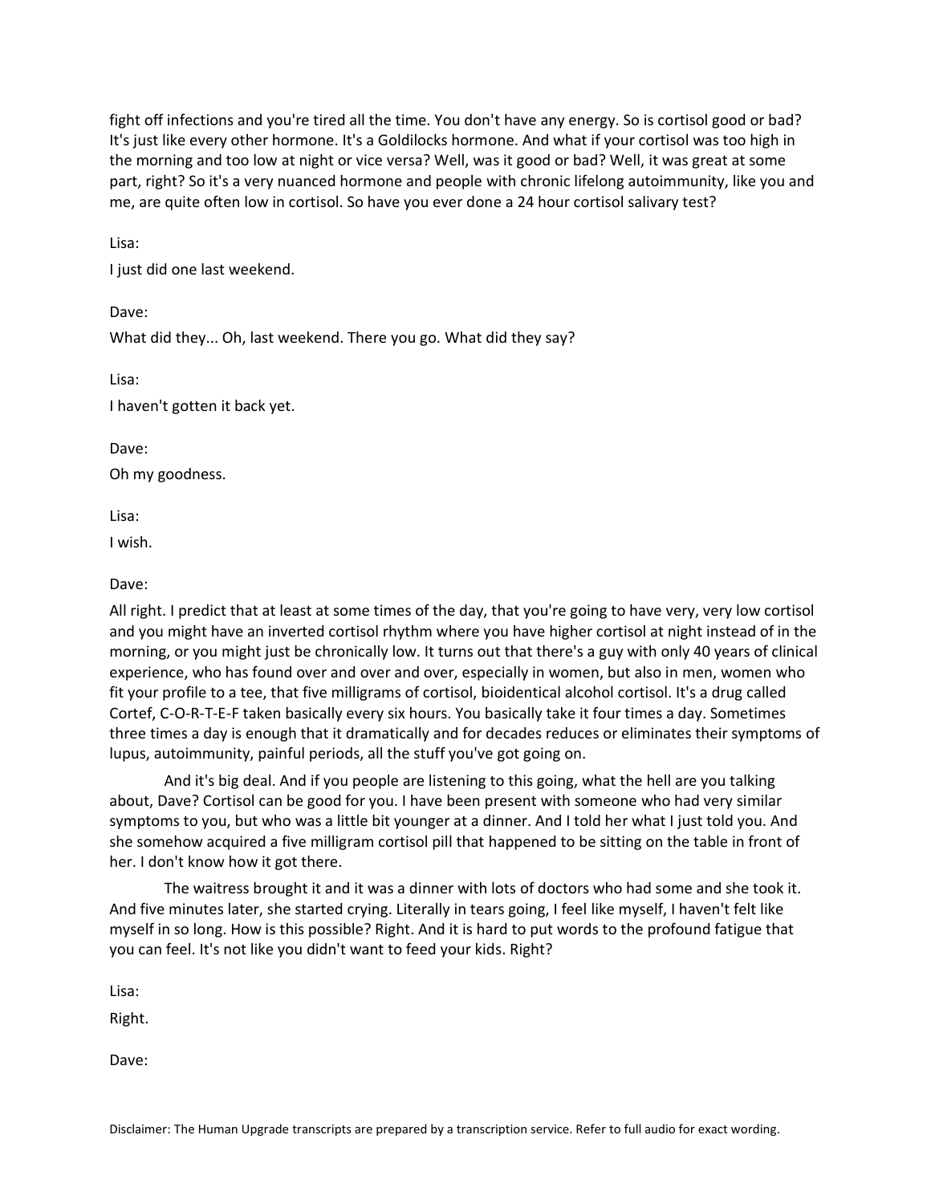fight off infections and you're tired all the time. You don't have any energy. So is cortisol good or bad? It's just like every other hormone. It's a Goldilocks hormone. And what if your cortisol was too high in the morning and too low at night or vice versa? Well, was it good or bad? Well, it was great at some part, right? So it's a very nuanced hormone and people with chronic lifelong autoimmunity, like you and me, are quite often low in cortisol. So have you ever done a 24 hour cortisol salivary test?

Lisa:

I just did one last weekend.

Dave:

What did they... Oh, last weekend. There you go. What did they say?

Lisa:

I haven't gotten it back yet.

Dave:

Oh my goodness.

Lisa:

I wish.

Dave:

All right. I predict that at least at some times of the day, that you're going to have very, very low cortisol and you might have an inverted cortisol rhythm where you have higher cortisol at night instead of in the morning, or you might just be chronically low. It turns out that there's a guy with only 40 years of clinical experience, who has found over and over and over, especially in women, but also in men, women who fit your profile to a tee, that five milligrams of cortisol, bioidentical alcohol cortisol. It's a drug called Cortef, C-O-R-T-E-F taken basically every six hours. You basically take it four times a day. Sometimes three times a day is enough that it dramatically and for decades reduces or eliminates their symptoms of lupus, autoimmunity, painful periods, all the stuff you've got going on.

And it's big deal. And if you people are listening to this going, what the hell are you talking about, Dave? Cortisol can be good for you. I have been present with someone who had very similar symptoms to you, but who was a little bit younger at a dinner. And I told her what I just told you. And she somehow acquired a five milligram cortisol pill that happened to be sitting on the table in front of her. I don't know how it got there.

The waitress brought it and it was a dinner with lots of doctors who had some and she took it. And five minutes later, she started crying. Literally in tears going, I feel like myself, I haven't felt like myself in so long. How is this possible? Right. And it is hard to put words to the profound fatigue that you can feel. It's not like you didn't want to feed your kids. Right?

Lisa:

Right.

Dave: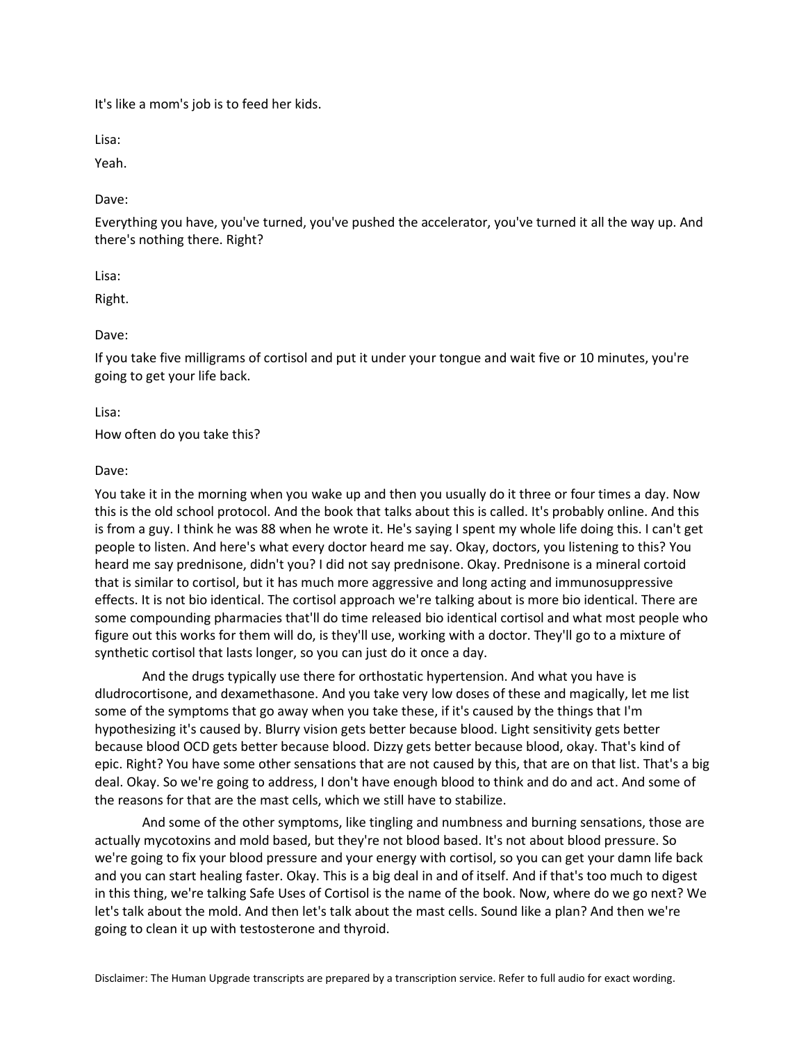It's like a mom's job is to feed her kids.

Lisa:

Yeah.

Dave:

Everything you have, you've turned, you've pushed the accelerator, you've turned it all the way up. And there's nothing there. Right?

Lisa:

Right.

Dave:

If you take five milligrams of cortisol and put it under your tongue and wait five or 10 minutes, you're going to get your life back.

Lisa:

How often do you take this?

Dave:

You take it in the morning when you wake up and then you usually do it three or four times a day. Now this is the old school protocol. And the book that talks about this is called. It's probably online. And this is from a guy. I think he was 88 when he wrote it. He's saying I spent my whole life doing this. I can't get people to listen. And here's what every doctor heard me say. Okay, doctors, you listening to this? You heard me say prednisone, didn't you? I did not say prednisone. Okay. Prednisone is a mineral cortoid that is similar to cortisol, but it has much more aggressive and long acting and immunosuppressive effects. It is not bio identical. The cortisol approach we're talking about is more bio identical. There are some compounding pharmacies that'll do time released bio identical cortisol and what most people who figure out this works for them will do, is they'll use, working with a doctor. They'll go to a mixture of synthetic cortisol that lasts longer, so you can just do it once a day.

And the drugs typically use there for orthostatic hypertension. And what you have is dludrocortisone, and dexamethasone. And you take very low doses of these and magically, let me list some of the symptoms that go away when you take these, if it's caused by the things that I'm hypothesizing it's caused by. Blurry vision gets better because blood. Light sensitivity gets better because blood OCD gets better because blood. Dizzy gets better because blood, okay. That's kind of epic. Right? You have some other sensations that are not caused by this, that are on that list. That's a big deal. Okay. So we're going to address, I don't have enough blood to think and do and act. And some of the reasons for that are the mast cells, which we still have to stabilize.

And some of the other symptoms, like tingling and numbness and burning sensations, those are actually mycotoxins and mold based, but they're not blood based. It's not about blood pressure. So we're going to fix your blood pressure and your energy with cortisol, so you can get your damn life back and you can start healing faster. Okay. This is a big deal in and of itself. And if that's too much to digest in this thing, we're talking Safe Uses of Cortisol is the name of the book. Now, where do we go next? We let's talk about the mold. And then let's talk about the mast cells. Sound like a plan? And then we're going to clean it up with testosterone and thyroid.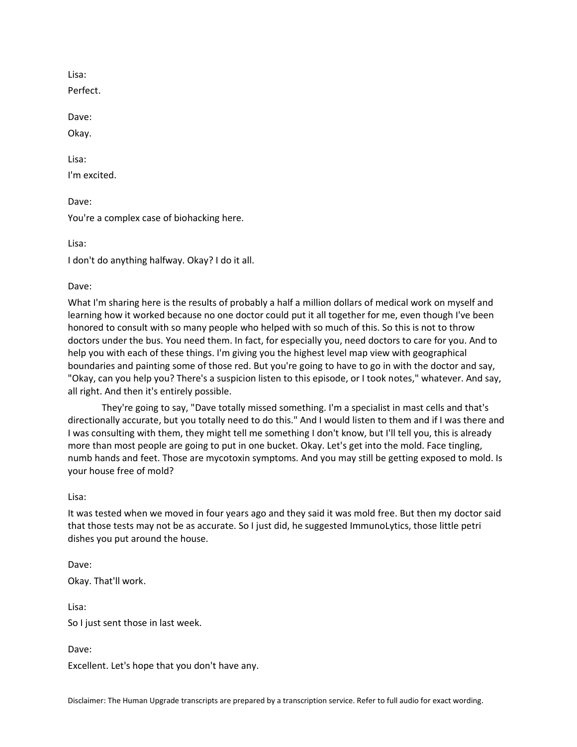Lisa:

Perfect.

Dave:

Okay.

Lisa:

I'm excited.

Dave:

You're a complex case of biohacking here.

Lisa:

I don't do anything halfway. Okay? I do it all.

Dave:

What I'm sharing here is the results of probably a half a million dollars of medical work on myself and learning how it worked because no one doctor could put it all together for me, even though I've been honored to consult with so many people who helped with so much of this. So this is not to throw doctors under the bus. You need them. In fact, for especially you, need doctors to care for you. And to help you with each of these things. I'm giving you the highest level map view with geographical boundaries and painting some of those red. But you're going to have to go in with the doctor and say, "Okay, can you help you? There's a suspicion listen to this episode, or I took notes," whatever. And say, all right. And then it's entirely possible.

They're going to say, "Dave totally missed something. I'm a specialist in mast cells and that's directionally accurate, but you totally need to do this." And I would listen to them and if I was there and I was consulting with them, they might tell me something I don't know, but I'll tell you, this is already more than most people are going to put in one bucket. Okay. Let's get into the mold. Face tingling, numb hands and feet. Those are mycotoxin symptoms. And you may still be getting exposed to mold. Is your house free of mold?

Lisa:

It was tested when we moved in four years ago and they said it was mold free. But then my doctor said that those tests may not be as accurate. So I just did, he suggested ImmunoLytics, those little petri dishes you put around the house.

Dave:

Okay. That'll work.

Lisa:

So I just sent those in last week.

Dave:

Excellent. Let's hope that you don't have any.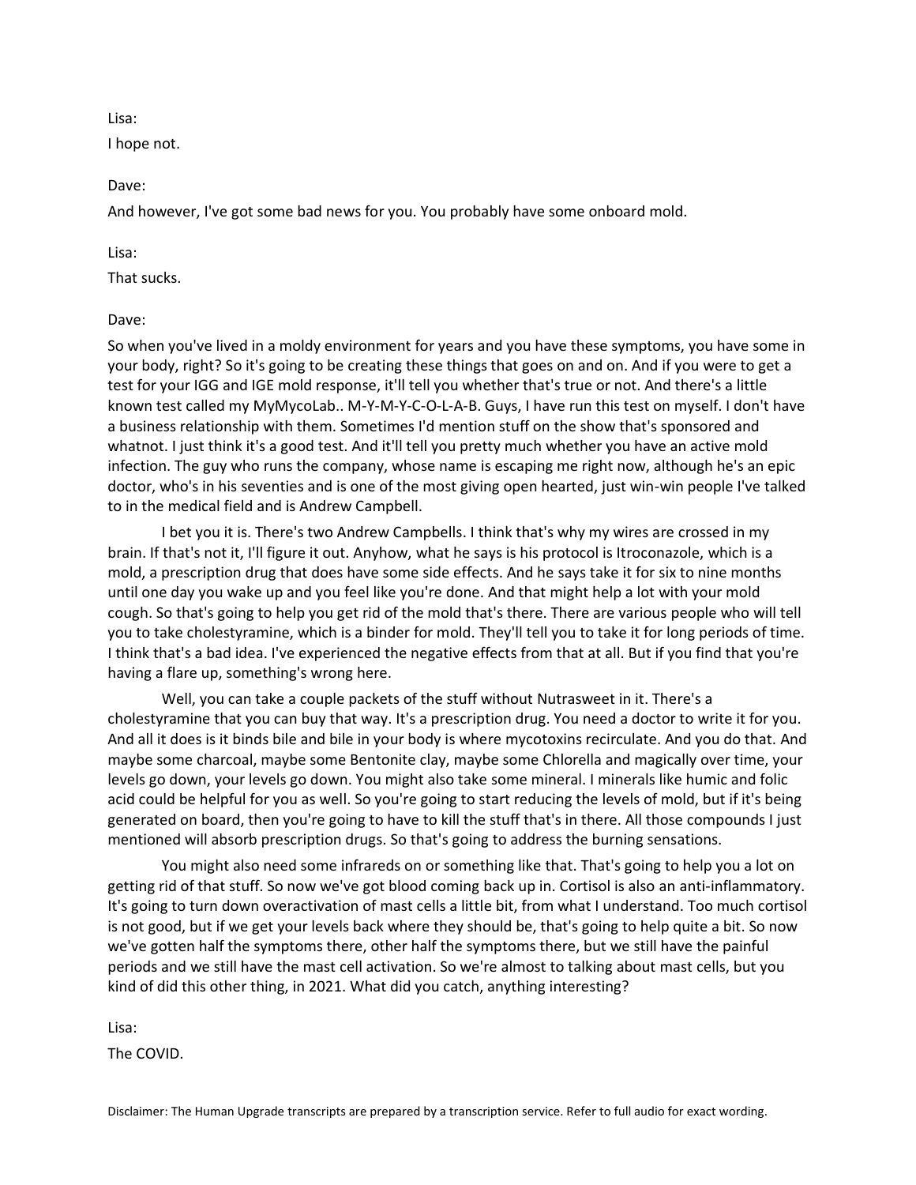Lisa:

I hope not.

Dave:

And however, I've got some bad news for you. You probably have some onboard mold.

Lisa:

That sucks.

Dave:

So when you've lived in a moldy environment for years and you have these symptoms, you have some in your body, right? So it's going to be creating these things that goes on and on. And if you were to get a test for your IGG and IGE mold response, it'll tell you whether that's true or not. And there's a little known test called my MyMycoLab.. M-Y-M-Y-C-O-L-A-B. Guys, I have run this test on myself. I don't have a business relationship with them. Sometimes I'd mention stuff on the show that's sponsored and whatnot. I just think it's a good test. And it'll tell you pretty much whether you have an active mold infection. The guy who runs the company, whose name is escaping me right now, although he's an epic doctor, who's in his seventies and is one of the most giving open hearted, just win-win people I've talked to in the medical field and is Andrew Campbell.

I bet you it is. There's two Andrew Campbells. I think that's why my wires are crossed in my brain. If that's not it, I'll figure it out. Anyhow, what he says is his protocol is Itroconazole, which is a mold, a prescription drug that does have some side effects. And he says take it for six to nine months until one day you wake up and you feel like you're done. And that might help a lot with your mold cough. So that's going to help you get rid of the mold that's there. There are various people who will tell you to take cholestyramine, which is a binder for mold. They'll tell you to take it for long periods of time. I think that's a bad idea. I've experienced the negative effects from that at all. But if you find that you're having a flare up, something's wrong here.

Well, you can take a couple packets of the stuff without Nutrasweet in it. There's a cholestyramine that you can buy that way. It's a prescription drug. You need a doctor to write it for you. And all it does is it binds bile and bile in your body is where mycotoxins recirculate. And you do that. And maybe some charcoal, maybe some Bentonite clay, maybe some Chlorella and magically over time, your levels go down, your levels go down. You might also take some mineral. I minerals like humic and folic acid could be helpful for you as well. So you're going to start reducing the levels of mold, but if it's being generated on board, then you're going to have to kill the stuff that's in there. All those compounds I just mentioned will absorb prescription drugs. So that's going to address the burning sensations.

You might also need some infrareds on or something like that. That's going to help you a lot on getting rid of that stuff. So now we've got blood coming back up in. Cortisol is also an anti-inflammatory. It's going to turn down overactivation of mast cells a little bit, from what I understand. Too much cortisol is not good, but if we get your levels back where they should be, that's going to help quite a bit. So now we've gotten half the symptoms there, other half the symptoms there, but we still have the painful periods and we still have the mast cell activation. So we're almost to talking about mast cells, but you kind of did this other thing, in 2021. What did you catch, anything interesting?

Lisa:

The COVID.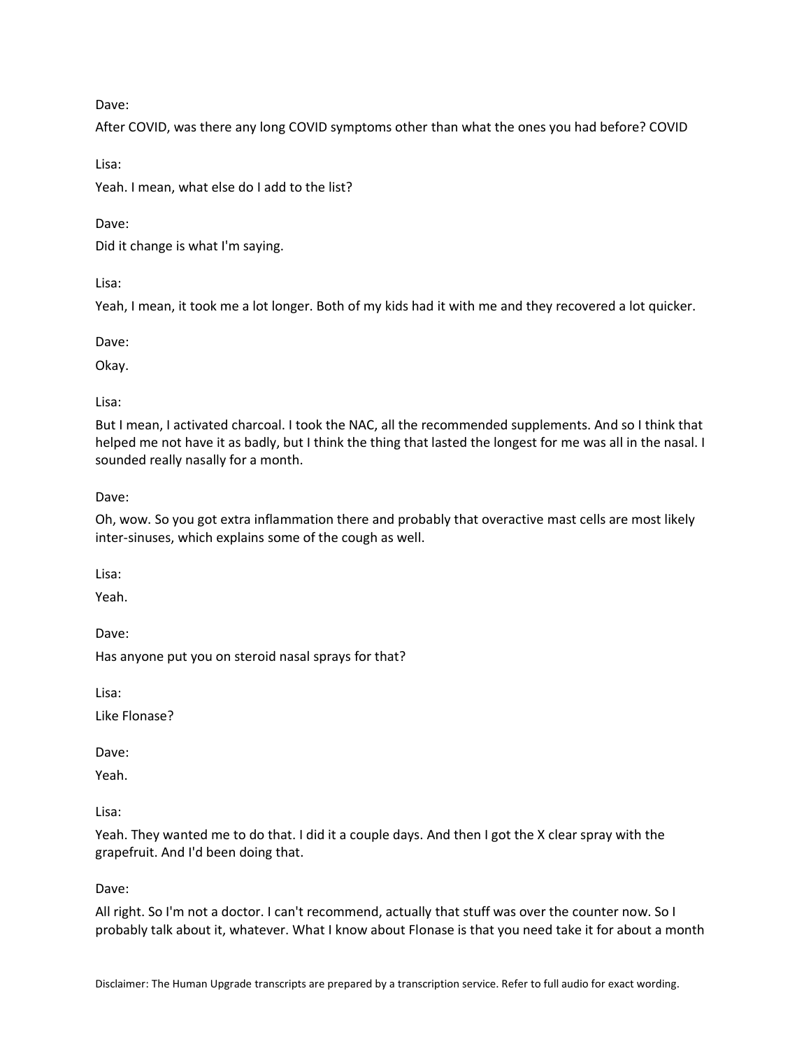Dave:

After COVID, was there any long COVID symptoms other than what the ones you had before? COVID

Lisa:

Yeah. I mean, what else do I add to the list?

Dave:

Did it change is what I'm saying.

Lisa:

Yeah, I mean, it took me a lot longer. Both of my kids had it with me and they recovered a lot quicker.

Dave:

Okay.

Lisa:

But I mean, I activated charcoal. I took the NAC, all the recommended supplements. And so I think that helped me not have it as badly, but I think the thing that lasted the longest for me was all in the nasal. I sounded really nasally for a month.

Dave:

Oh, wow. So you got extra inflammation there and probably that overactive mast cells are most likely inter-sinuses, which explains some of the cough as well.

Lisa:

Yeah.

Dave:

Has anyone put you on steroid nasal sprays for that?

Lisa:

Like Flonase?

Dave:

Yeah.

Lisa:

Yeah. They wanted me to do that. I did it a couple days. And then I got the X clear spray with the grapefruit. And I'd been doing that.

Dave:

All right. So I'm not a doctor. I can't recommend, actually that stuff was over the counter now. So I probably talk about it, whatever. What I know about Flonase is that you need take it for about a month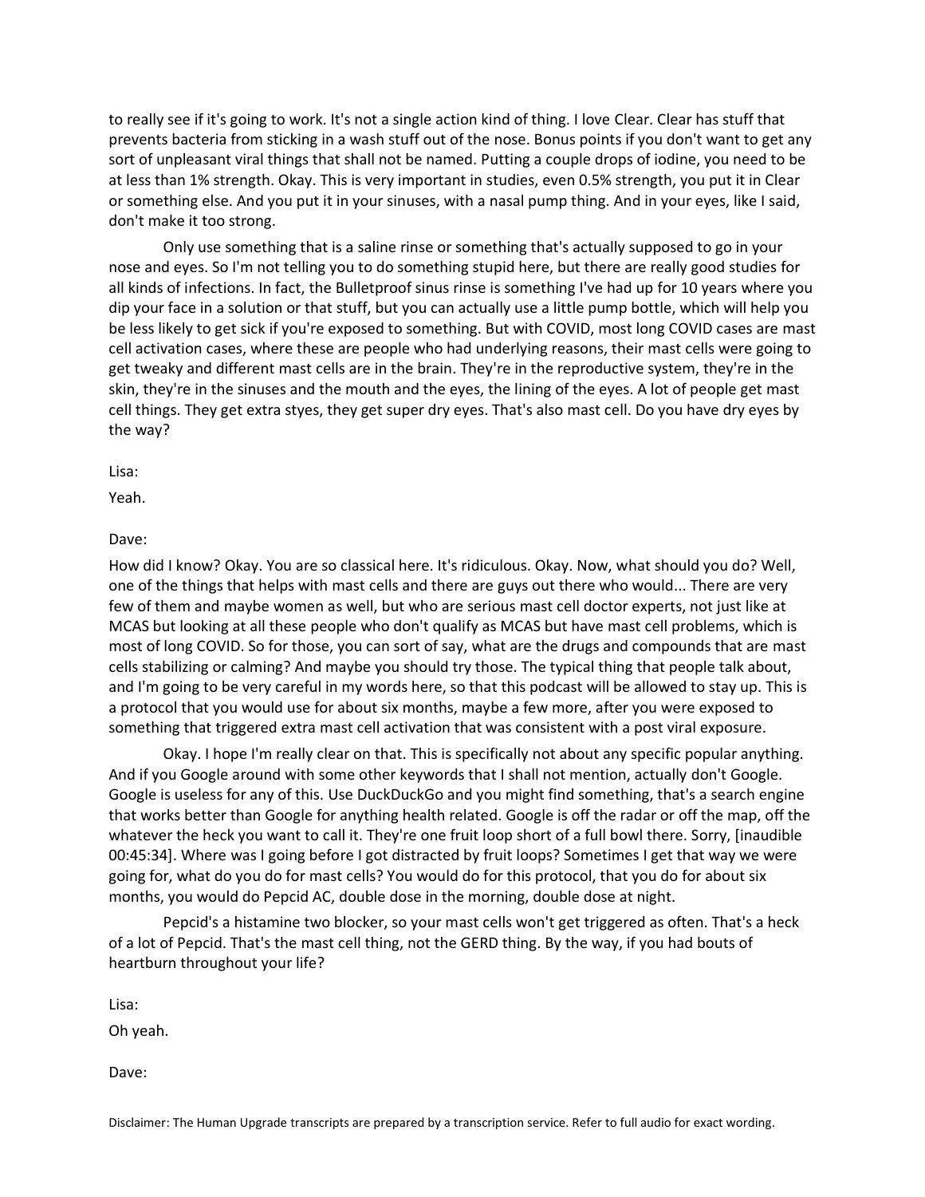to really see if it's going to work. It's not a single action kind of thing. I love Clear. Clear has stuff that prevents bacteria from sticking in a wash stuff out of the nose. Bonus points if you don't want to get any sort of unpleasant viral things that shall not be named. Putting a couple drops of iodine, you need to be at less than 1% strength. Okay. This is very important in studies, even 0.5% strength, you put it in Clear or something else. And you put it in your sinuses, with a nasal pump thing. And in your eyes, like I said, don't make it too strong.

Only use something that is a saline rinse or something that's actually supposed to go in your nose and eyes. So I'm not telling you to do something stupid here, but there are really good studies for all kinds of infections. In fact, the Bulletproof sinus rinse is something I've had up for 10 years where you dip your face in a solution or that stuff, but you can actually use a little pump bottle, which will help you be less likely to get sick if you're exposed to something. But with COVID, most long COVID cases are mast cell activation cases, where these are people who had underlying reasons, their mast cells were going to get tweaky and different mast cells are in the brain. They're in the reproductive system, they're in the skin, they're in the sinuses and the mouth and the eyes, the lining of the eyes. A lot of people get mast cell things. They get extra styes, they get super dry eyes. That's also mast cell. Do you have dry eyes by the way?

Lisa:

Yeah.

Dave:

How did I know? Okay. You are so classical here. It's ridiculous. Okay. Now, what should you do? Well, one of the things that helps with mast cells and there are guys out there who would... There are very few of them and maybe women as well, but who are serious mast cell doctor experts, not just like at MCAS but looking at all these people who don't qualify as MCAS but have mast cell problems, which is most of long COVID. So for those, you can sort of say, what are the drugs and compounds that are mast cells stabilizing or calming? And maybe you should try those. The typical thing that people talk about, and I'm going to be very careful in my words here, so that this podcast will be allowed to stay up. This is a protocol that you would use for about six months, maybe a few more, after you were exposed to something that triggered extra mast cell activation that was consistent with a post viral exposure.

Okay. I hope I'm really clear on that. This is specifically not about any specific popular anything. And if you Google around with some other keywords that I shall not mention, actually don't Google. Google is useless for any of this. Use DuckDuckGo and you might find something, that's a search engine that works better than Google for anything health related. Google is off the radar or off the map, off the whatever the heck you want to call it. They're one fruit loop short of a full bowl there. Sorry, [inaudible 00:45:34]. Where was I going before I got distracted by fruit loops? Sometimes I get that way we were going for, what do you do for mast cells? You would do for this protocol, that you do for about six months, you would do Pepcid AC, double dose in the morning, double dose at night.

Pepcid's a histamine two blocker, so your mast cells won't get triggered as often. That's a heck of a lot of Pepcid. That's the mast cell thing, not the GERD thing. By the way, if you had bouts of heartburn throughout your life?

Lisa:

Oh yeah.

Dave: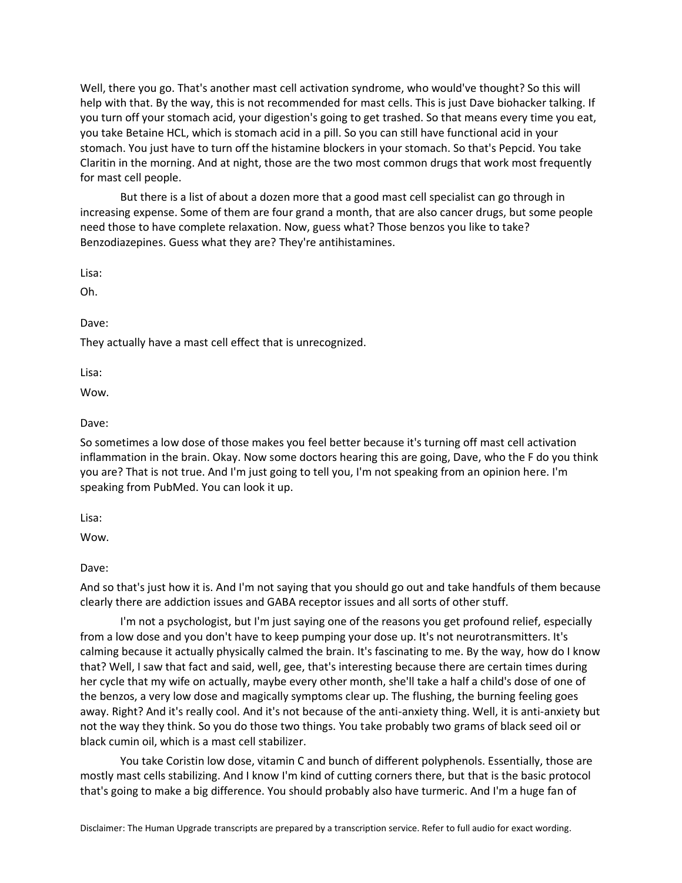Well, there you go. That's another mast cell activation syndrome, who would've thought? So this will help with that. By the way, this is not recommended for mast cells. This is just Dave biohacker talking. If you turn off your stomach acid, your digestion's going to get trashed. So that means every time you eat, you take Betaine HCL, which is stomach acid in a pill. So you can still have functional acid in your stomach. You just have to turn off the histamine blockers in your stomach. So that's Pepcid. You take Claritin in the morning. And at night, those are the two most common drugs that work most frequently for mast cell people.

But there is a list of about a dozen more that a good mast cell specialist can go through in increasing expense. Some of them are four grand a month, that are also cancer drugs, but some people need those to have complete relaxation. Now, guess what? Those benzos you like to take? Benzodiazepines. Guess what they are? They're antihistamines.

Lisa:

Oh.

Dave:

They actually have a mast cell effect that is unrecognized.

Lisa:

Wow.

Dave:

So sometimes a low dose of those makes you feel better because it's turning off mast cell activation inflammation in the brain. Okay. Now some doctors hearing this are going, Dave, who the F do you think you are? That is not true. And I'm just going to tell you, I'm not speaking from an opinion here. I'm speaking from PubMed. You can look it up.

Lisa:

Wow.

Dave:

And so that's just how it is. And I'm not saying that you should go out and take handfuls of them because clearly there are addiction issues and GABA receptor issues and all sorts of other stuff.

I'm not a psychologist, but I'm just saying one of the reasons you get profound relief, especially from a low dose and you don't have to keep pumping your dose up. It's not neurotransmitters. It's calming because it actually physically calmed the brain. It's fascinating to me. By the way, how do I know that? Well, I saw that fact and said, well, gee, that's interesting because there are certain times during her cycle that my wife on actually, maybe every other month, she'll take a half a child's dose of one of the benzos, a very low dose and magically symptoms clear up. The flushing, the burning feeling goes away. Right? And it's really cool. And it's not because of the anti-anxiety thing. Well, it is anti-anxiety but not the way they think. So you do those two things. You take probably two grams of black seed oil or black cumin oil, which is a mast cell stabilizer.

You take Coristin low dose, vitamin C and bunch of different polyphenols. Essentially, those are mostly mast cells stabilizing. And I know I'm kind of cutting corners there, but that is the basic protocol that's going to make a big difference. You should probably also have turmeric. And I'm a huge fan of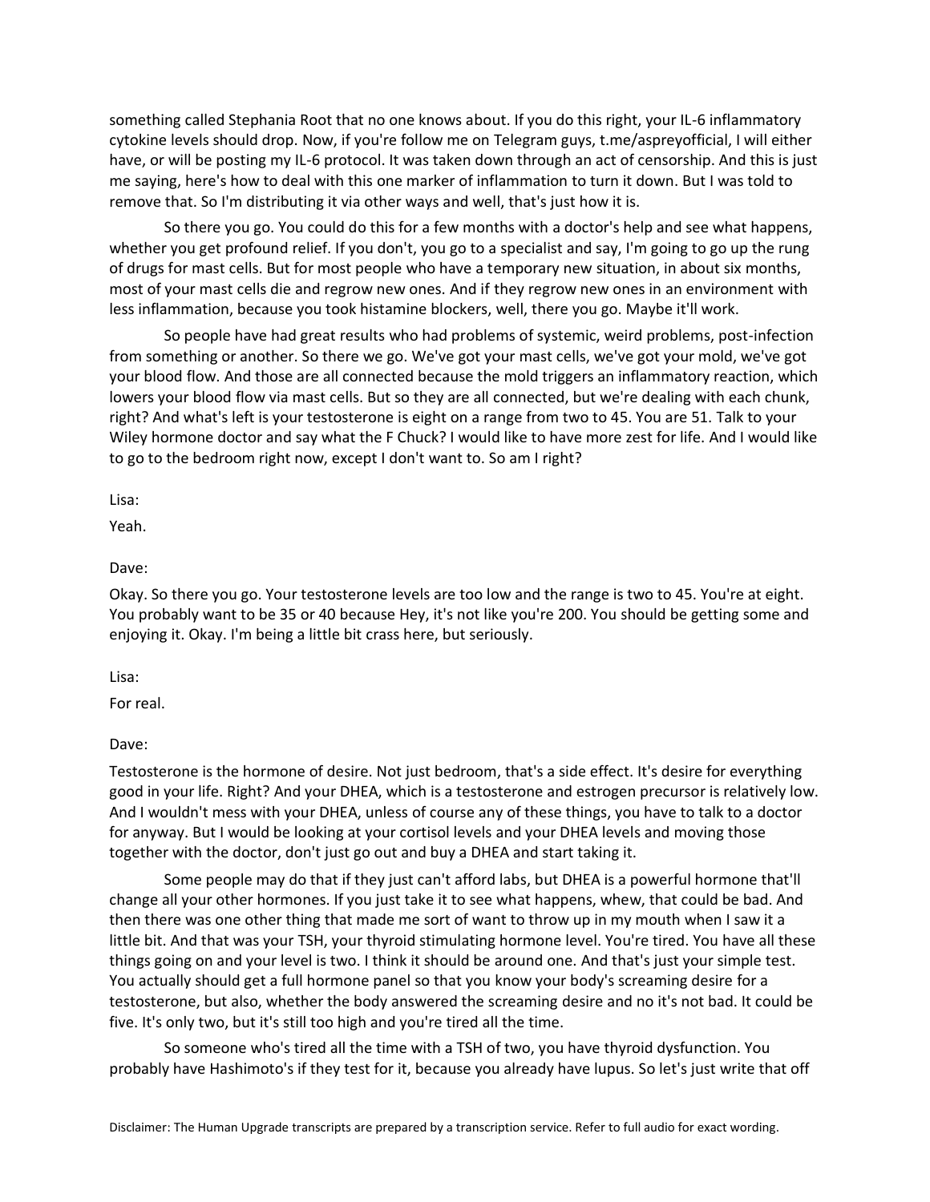something called Stephania Root that no one knows about. If you do this right, your IL-6 inflammatory cytokine levels should drop. Now, if you're follow me on Telegram guys, t.me/aspreyofficial, I will either have, or will be posting my IL-6 protocol. It was taken down through an act of censorship. And this is just me saying, here's how to deal with this one marker of inflammation to turn it down. But I was told to remove that. So I'm distributing it via other ways and well, that's just how it is.

So there you go. You could do this for a few months with a doctor's help and see what happens, whether you get profound relief. If you don't, you go to a specialist and say, I'm going to go up the rung of drugs for mast cells. But for most people who have a temporary new situation, in about six months, most of your mast cells die and regrow new ones. And if they regrow new ones in an environment with less inflammation, because you took histamine blockers, well, there you go. Maybe it'll work.

So people have had great results who had problems of systemic, weird problems, post-infection from something or another. So there we go. We've got your mast cells, we've got your mold, we've got your blood flow. And those are all connected because the mold triggers an inflammatory reaction, which lowers your blood flow via mast cells. But so they are all connected, but we're dealing with each chunk, right? And what's left is your testosterone is eight on a range from two to 45. You are 51. Talk to your Wiley hormone doctor and say what the F Chuck? I would like to have more zest for life. And I would like to go to the bedroom right now, except I don't want to. So am I right?

Lisa:

Yeah.

Dave:

Okay. So there you go. Your testosterone levels are too low and the range is two to 45. You're at eight. You probably want to be 35 or 40 because Hey, it's not like you're 200. You should be getting some and enjoying it. Okay. I'm being a little bit crass here, but seriously.

Lisa:

For real.

Dave:

Testosterone is the hormone of desire. Not just bedroom, that's a side effect. It's desire for everything good in your life. Right? And your DHEA, which is a testosterone and estrogen precursor is relatively low. And I wouldn't mess with your DHEA, unless of course any of these things, you have to talk to a doctor for anyway. But I would be looking at your cortisol levels and your DHEA levels and moving those together with the doctor, don't just go out and buy a DHEA and start taking it.

Some people may do that if they just can't afford labs, but DHEA is a powerful hormone that'll change all your other hormones. If you just take it to see what happens, whew, that could be bad. And then there was one other thing that made me sort of want to throw up in my mouth when I saw it a little bit. And that was your TSH, your thyroid stimulating hormone level. You're tired. You have all these things going on and your level is two. I think it should be around one. And that's just your simple test. You actually should get a full hormone panel so that you know your body's screaming desire for a testosterone, but also, whether the body answered the screaming desire and no it's not bad. It could be five. It's only two, but it's still too high and you're tired all the time.

So someone who's tired all the time with a TSH of two, you have thyroid dysfunction. You probably have Hashimoto's if they test for it, because you already have lupus. So let's just write that off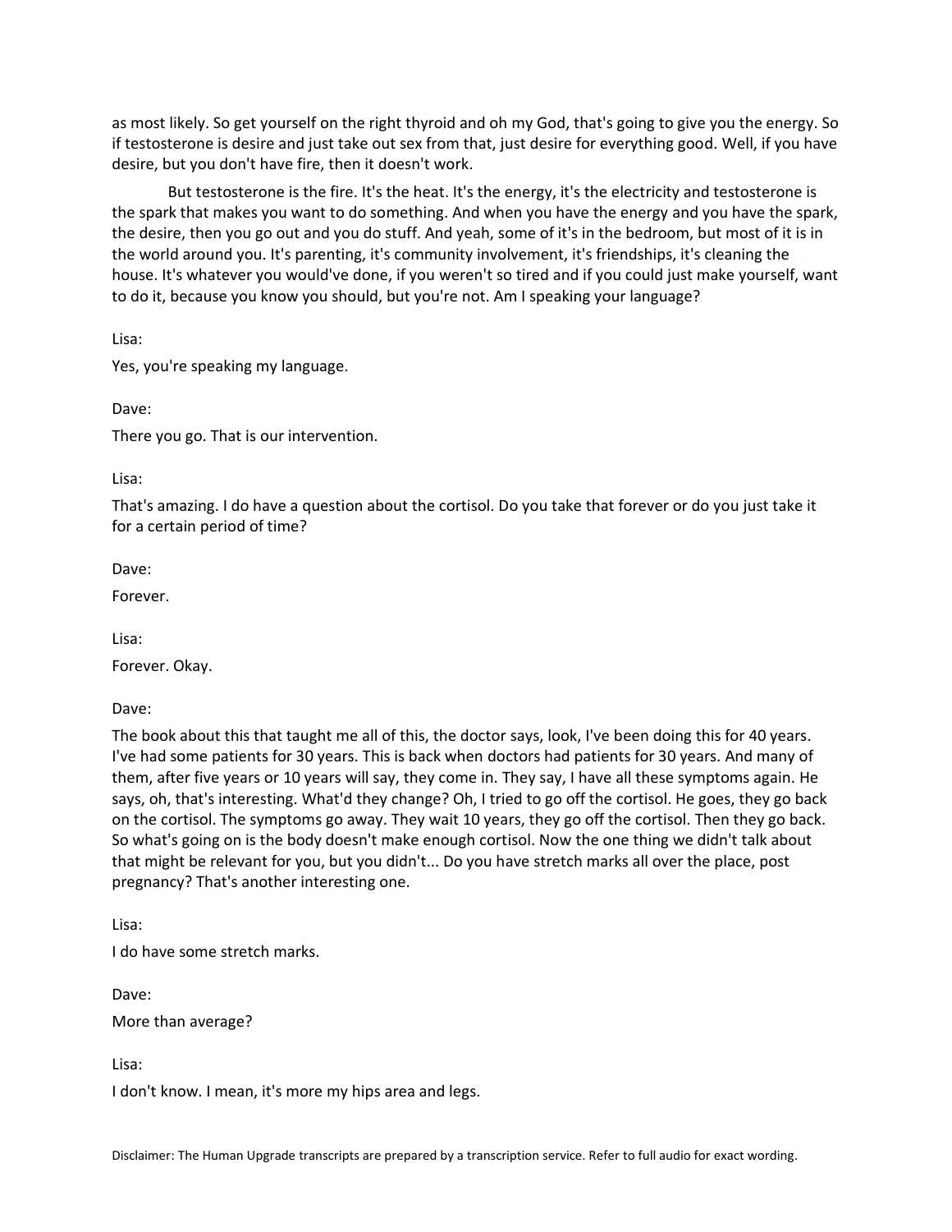as most likely. So get yourself on the right thyroid and oh my God, that's going to give you the energy. So if testosterone is desire and just take out sex from that, just desire for everything good. Well, if you have desire, but you don't have fire, then it doesn't work.

But testosterone is the fire. It's the heat. It's the energy, it's the electricity and testosterone is the spark that makes you want to do something. And when you have the energy and you have the spark, the desire, then you go out and you do stuff. And yeah, some of it's in the bedroom, but most of it is in the world around you. It's parenting, it's community involvement, it's friendships, it's cleaning the house. It's whatever you would've done, if you weren't so tired and if you could just make yourself, want to do it, because you know you should, but you're not. Am I speaking your language?

Lisa:

Yes, you're speaking my language.

Dave:

There you go. That is our intervention.

Lisa:

That's amazing. I do have a question about the cortisol. Do you take that forever or do you just take it for a certain period of time?

Dave:

Forever.

Lisa:

Forever. Okay.

Dave:

The book about this that taught me all of this, the doctor says, look, I've been doing this for 40 years. I've had some patients for 30 years. This is back when doctors had patients for 30 years. And many of them, after five years or 10 years will say, they come in. They say, I have all these symptoms again. He says, oh, that's interesting. What'd they change? Oh, I tried to go off the cortisol. He goes, they go back on the cortisol. The symptoms go away. They wait 10 years, they go off the cortisol. Then they go back. So what's going on is the body doesn't make enough cortisol. Now the one thing we didn't talk about that might be relevant for you, but you didn't... Do you have stretch marks all over the place, post pregnancy? That's another interesting one.

Lisa:

I do have some stretch marks.

Dave:

More than average?

Lisa:

I don't know. I mean, it's more my hips area and legs.

Disclaimer: The Human Upgrade transcripts are prepared by a transcription service. Refer to full audio for exact wording.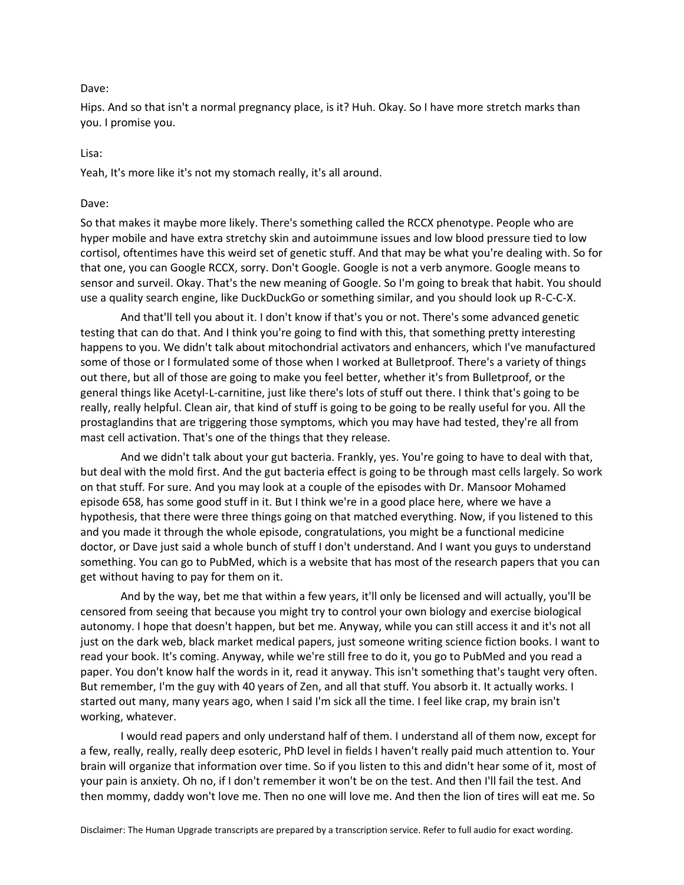Dave:

Hips. And so that isn't a normal pregnancy place, is it? Huh. Okay. So I have more stretch marks than you. I promise you.

Lisa:

Yeah, It's more like it's not my stomach really, it's all around.

Dave:

So that makes it maybe more likely. There's something called the RCCX phenotype. People who are hyper mobile and have extra stretchy skin and autoimmune issues and low blood pressure tied to low cortisol, oftentimes have this weird set of genetic stuff. And that may be what you're dealing with. So for that one, you can Google RCCX, sorry. Don't Google. Google is not a verb anymore. Google means to sensor and surveil. Okay. That's the new meaning of Google. So I'm going to break that habit. You should use a quality search engine, like DuckDuckGo or something similar, and you should look up R-C-C-X.

And that'll tell you about it. I don't know if that's you or not. There's some advanced genetic testing that can do that. And I think you're going to find with this, that something pretty interesting happens to you. We didn't talk about mitochondrial activators and enhancers, which I've manufactured some of those or I formulated some of those when I worked at Bulletproof. There's a variety of things out there, but all of those are going to make you feel better, whether it's from Bulletproof, or the general things like Acetyl-L-carnitine, just like there's lots of stuff out there. I think that's going to be really, really helpful. Clean air, that kind of stuff is going to be going to be really useful for you. All the prostaglandins that are triggering those symptoms, which you may have had tested, they're all from mast cell activation. That's one of the things that they release.

And we didn't talk about your gut bacteria. Frankly, yes. You're going to have to deal with that, but deal with the mold first. And the gut bacteria effect is going to be through mast cells largely. So work on that stuff. For sure. And you may look at a couple of the episodes with Dr. Mansoor Mohamed episode 658, has some good stuff in it. But I think we're in a good place here, where we have a hypothesis, that there were three things going on that matched everything. Now, if you listened to this and you made it through the whole episode, congratulations, you might be a functional medicine doctor, or Dave just said a whole bunch of stuff I don't understand. And I want you guys to understand something. You can go to PubMed, which is a website that has most of the research papers that you can get without having to pay for them on it.

And by the way, bet me that within a few years, it'll only be licensed and will actually, you'll be censored from seeing that because you might try to control your own biology and exercise biological autonomy. I hope that doesn't happen, but bet me. Anyway, while you can still access it and it's not all just on the dark web, black market medical papers, just someone writing science fiction books. I want to read your book. It's coming. Anyway, while we're still free to do it, you go to PubMed and you read a paper. You don't know half the words in it, read it anyway. This isn't something that's taught very often. But remember, I'm the guy with 40 years of Zen, and all that stuff. You absorb it. It actually works. I started out many, many years ago, when I said I'm sick all the time. I feel like crap, my brain isn't working, whatever.

I would read papers and only understand half of them. I understand all of them now, except for a few, really, really, really deep esoteric, PhD level in fields I haven't really paid much attention to. Your brain will organize that information over time. So if you listen to this and didn't hear some of it, most of your pain is anxiety. Oh no, if I don't remember it won't be on the test. And then I'll fail the test. And then mommy, daddy won't love me. Then no one will love me. And then the lion of tires will eat me. So

Disclaimer: The Human Upgrade transcripts are prepared by a transcription service. Refer to full audio for exact wording.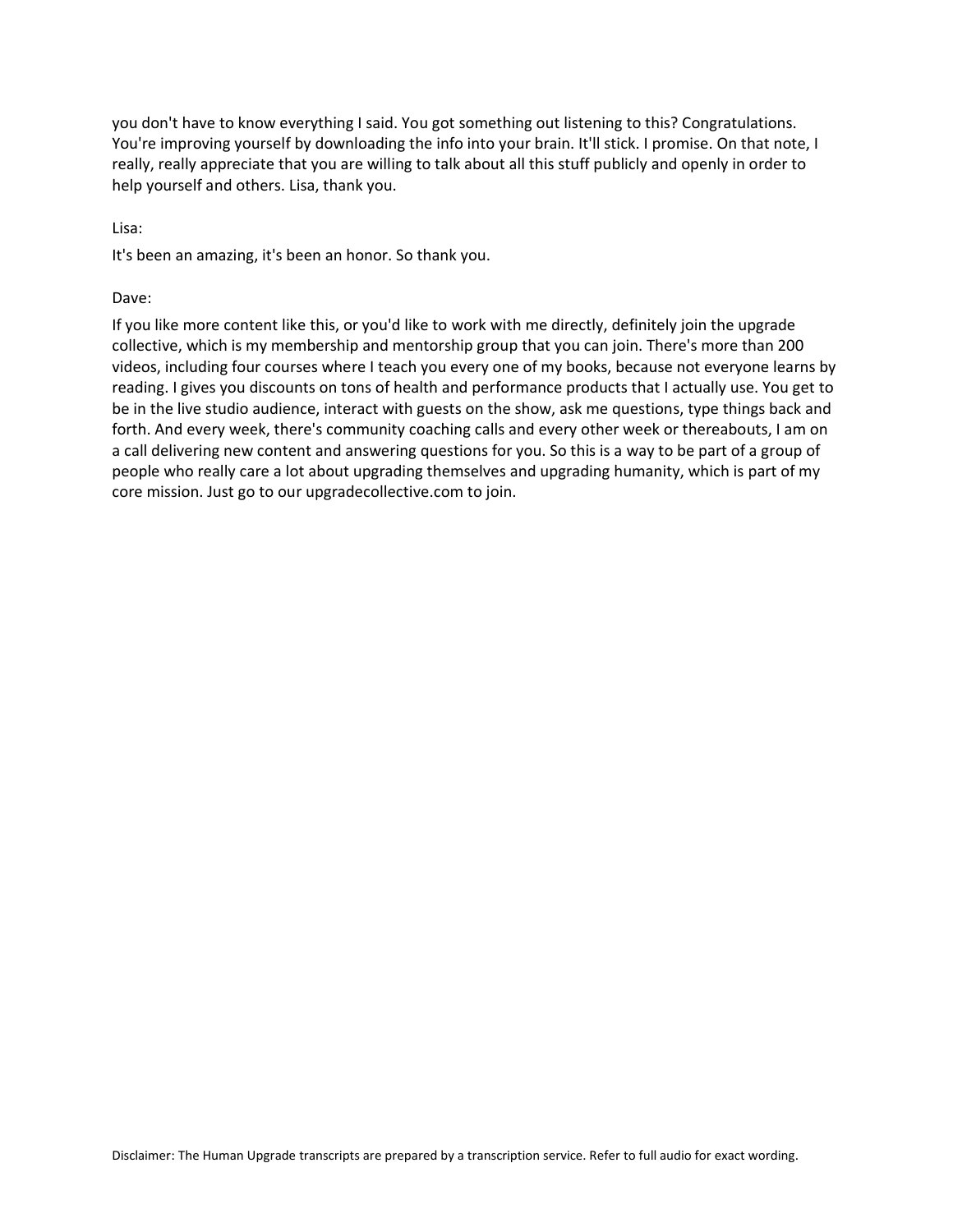you don't have to know everything I said. You got something out listening to this? Congratulations. You're improving yourself by downloading the info into your brain. It'll stick. I promise. On that note, I really, really appreciate that you are willing to talk about all this stuff publicly and openly in order to help yourself and others. Lisa, thank you.

Lisa:

It's been an amazing, it's been an honor. So thank you.

Dave:

If you like more content like this, or you'd like to work with me directly, definitely join the upgrade collective, which is my membership and mentorship group that you can join. There's more than 200 videos, including four courses where I teach you every one of my books, because not everyone learns by reading. I gives you discounts on tons of health and performance products that I actually use. You get to be in the live studio audience, interact with guests on the show, ask me questions, type things back and forth. And every week, there's community coaching calls and every other week or thereabouts, I am on a call delivering new content and answering questions for you. So this is a way to be part of a group of people who really care a lot about upgrading themselves and upgrading humanity, which is part of my core mission. Just go to our upgradecollective.com to join.